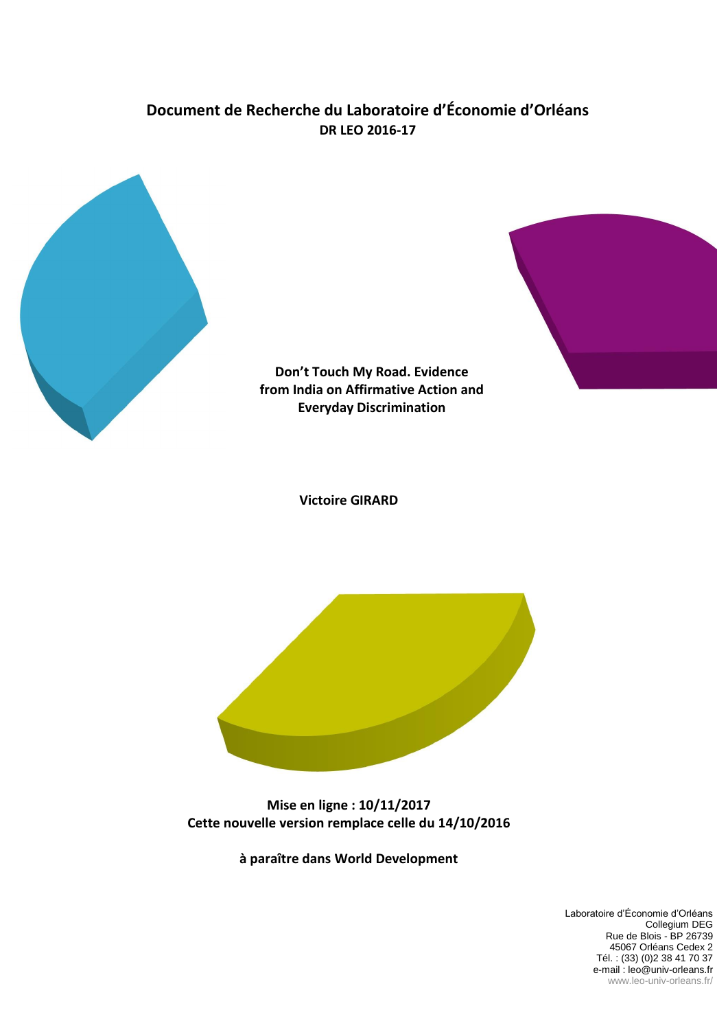# Document de Recherche du Laboratoire d'Économie d'Orléans

**DR LEO 2016-17**

**Don't Touch My Road. Evidence from India on Affirmative Action and Everyday Discrimination**

**Victoire GIRARD**

**Mise en ligne : 10/11/2017**
**Cette nouvelle version remplace celle du 14/10/2016**

**à paraître dans World Development**

Laboratoire d'Économie d'Orléans
Collegium DEG
Rue de Blois - BP 26739
45067 Orléans Cedex 2
Tél. : (33) (0)2 38 41 70 37
e-mail : leo@univ-orleans.fr
www.leo-univ-orleans.fr/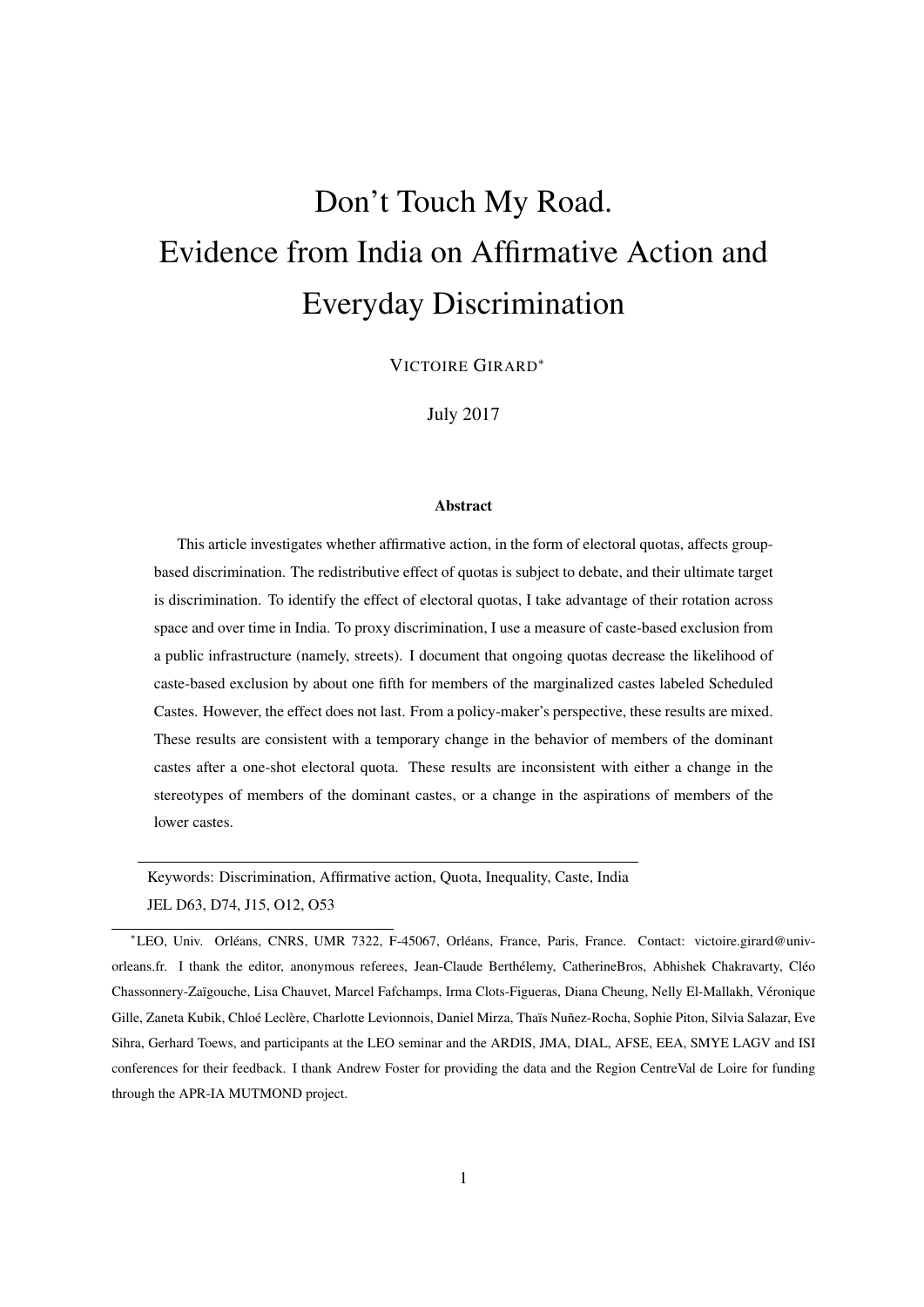# Don't Touch My Road.
# Evidence from India on Affirmative Action and Everyday Discrimination

VICTOIRE GIRARD[*]

July 2017

### Abstract

This article investigates whether affirmative action, in the form of electoral quotas, affects group-based discrimination. The redistributive effect of quotas is subject to debate, and their ultimate target is discrimination. To identify the effect of electoral quotas, I take advantage of their rotation across space and over time in India. To proxy discrimination, I use a measure of caste-based exclusion from a public infrastructure (namely, streets). I document that ongoing quotas decrease the likelihood of caste-based exclusion by about one fifth for members of the marginalized castes labeled Scheduled Castes. However, the effect does not last. From a policy-maker's perspective, these results are mixed. These results are consistent with a temporary change in the behavior of members of the dominant castes after a one-shot electoral quota. These results are inconsistent with either a change in the stereotypes of members of the dominant castes, or a change in the aspirations of members of the lower castes.

Keywords: Discrimination, Affirmative action, Quota, Inequality, Caste, India
JEL D63, D74, J15, O12, O53

[*]LEO, Univ. Orléans, CNRS, UMR 7322, F-45067, Orléans, France, Paris, France. Contact: victoire.girard@univ-orleans.fr. I thank the editor, anonymous referees, Jean-Claude Berthélemy, CatherineBros, Abhishek Chakravarty, Cléo Chassonnery-Zaïgouche, Lisa Chauvet, Marcel Fafchamps, Irma Clots-Figueras, Diana Cheung, Nelly El-Mallakh, Véronique Gille, Zaneta Kubik, Chloé Leclère, Charlotte Levionnois, Daniel Mirza, Thaïs Nuñez-Rocha, Sophie Piton, Silvia Salazar, Eve Sihra, Gerhard Toews, and participants at the LEO seminar and the ARDIS, JMA, DIAL, AFSE, EEA, SMYE LAGV and ISI conferences for their feedback. I thank Andrew Foster for providing the data and the Region CentreVal de Loire for funding through the APR-IA MUTMOND project.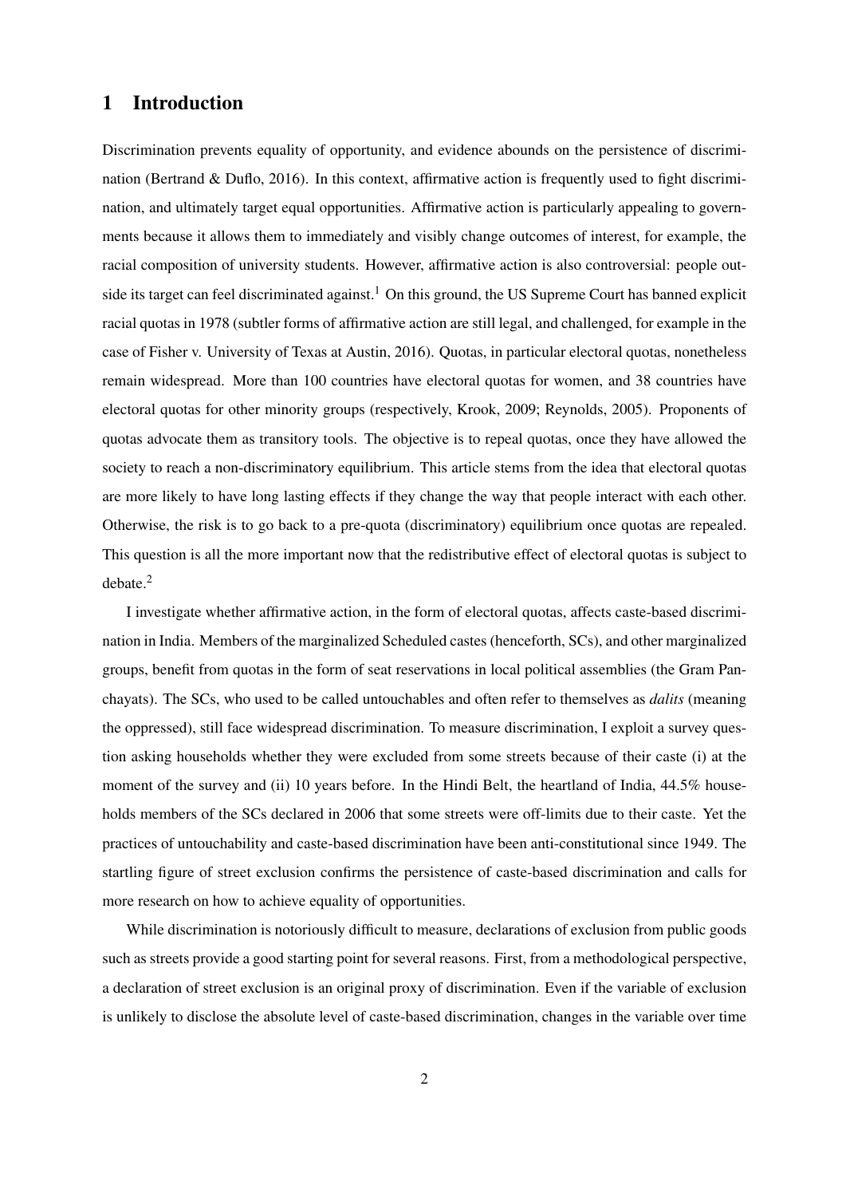# 1 Introduction

Discrimination prevents equality of opportunity, and evidence abounds on the persistence of discrimination (Bertrand & Duflo, 2016). In this context, affirmative action is frequently used to fight discrimination, and ultimately target equal opportunities. Affirmative action is particularly appealing to governments because it allows them to immediately and visibly change outcomes of interest, for example, the racial composition of university students. However, affirmative action is also controversial: people outside its target can feel discriminated against.[1] On this ground, the US Supreme Court has banned explicit racial quotas in 1978 (subtler forms of affirmative action are still legal, and challenged, for example in the case of Fisher v. University of Texas at Austin, 2016). Quotas, in particular electoral quotas, nonetheless remain widespread. More than 100 countries have electoral quotas for women, and 38 countries have electoral quotas for other minority groups (respectively, Krook, 2009; Reynolds, 2005). Proponents of quotas advocate them as transitory tools. The objective is to repeal quotas, once they have allowed the society to reach a non-discriminatory equilibrium. This article stems from the idea that electoral quotas are more likely to have long lasting effects if they change the way that people interact with each other. Otherwise, the risk is to go back to a pre-quota (discriminatory) equilibrium once quotas are repealed. This question is all the more important now that the redistributive effect of electoral quotas is subject to debate.[2]

I investigate whether affirmative action, in the form of electoral quotas, affects caste-based discrimination in India. Members of the marginalized Scheduled castes (henceforth, SCs), and other marginalized groups, benefit from quotas in the form of seat reservations in local political assemblies (the Gram Panchayats). The SCs, who used to be called untouchables and often refer to themselves as *dalits* (meaning the oppressed), still face widespread discrimination. To measure discrimination, I exploit a survey question asking households whether they were excluded from some streets because of their caste (i) at the moment of the survey and (ii) 10 years before. In the Hindi Belt, the heartland of India, 44.5% households members of the SCs declared in 2006 that some streets were off-limits due to their caste. Yet the practices of untouchability and caste-based discrimination have been anti-constitutional since 1949. The startling figure of street exclusion confirms the persistence of caste-based discrimination and calls for more research on how to achieve equality of opportunities.

While discrimination is notoriously difficult to measure, declarations of exclusion from public goods such as streets provide a good starting point for several reasons. First, from a methodological perspective, a declaration of street exclusion is an original proxy of discrimination. Even if the variable of exclusion is unlikely to disclose the absolute level of caste-based discrimination, changes in the variable over time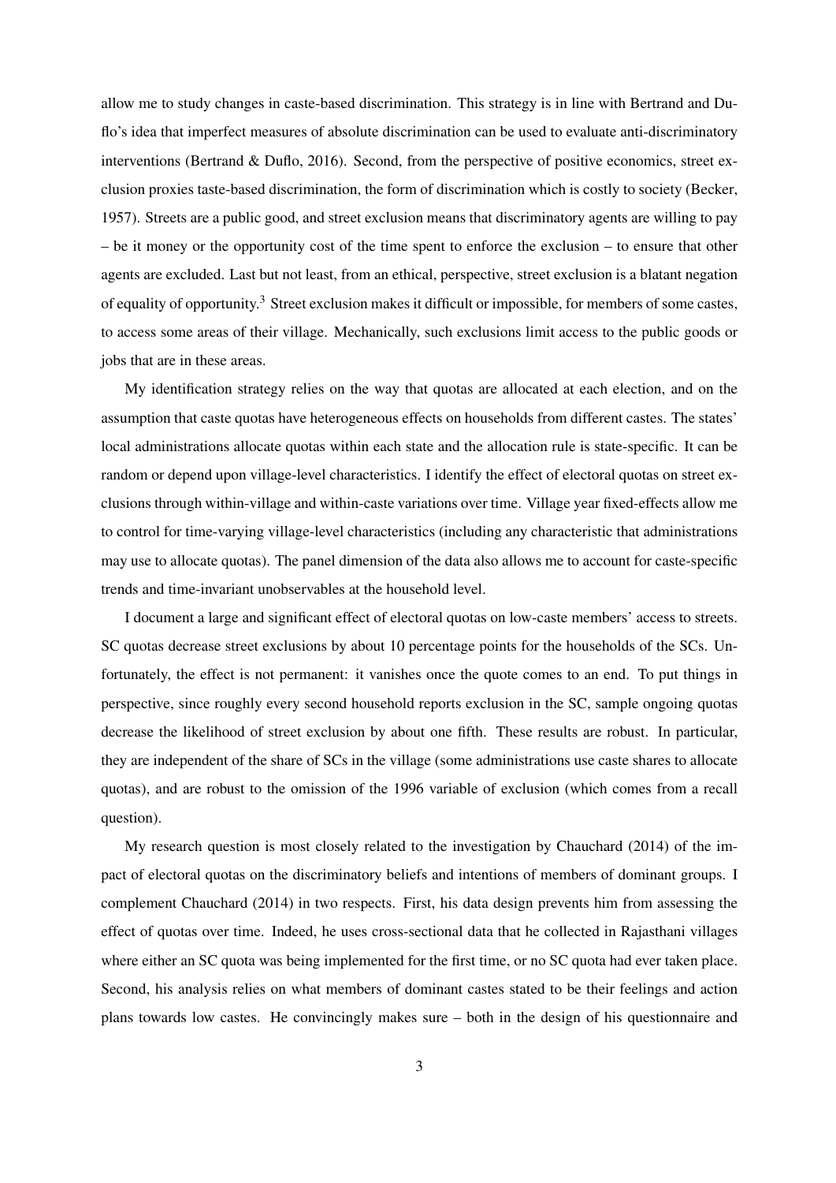allow me to study changes in caste-based discrimination. This strategy is in line with Bertrand and Duflo's idea that imperfect measures of absolute discrimination can be used to evaluate anti-discriminatory interventions (Bertrand & Duflo, 2016). Second, from the perspective of positive economics, street exclusion proxies taste-based discrimination, the form of discrimination which is costly to society (Becker, 1957). Streets are a public good, and street exclusion means that discriminatory agents are willing to pay – be it money or the opportunity cost of the time spent to enforce the exclusion – to ensure that other agents are excluded. Last but not least, from an ethical, perspective, street exclusion is a blatant negation of equality of opportunity.[3] Street exclusion makes it difficult or impossible, for members of some castes, to access some areas of their village. Mechanically, such exclusions limit access to the public goods or jobs that are in these areas.

My identification strategy relies on the way that quotas are allocated at each election, and on the assumption that caste quotas have heterogeneous effects on households from different castes. The states' local administrations allocate quotas within each state and the allocation rule is state-specific. It can be random or depend upon village-level characteristics. I identify the effect of electoral quotas on street exclusions through within-village and within-caste variations over time. Village year fixed-effects allow me to control for time-varying village-level characteristics (including any characteristic that administrations may use to allocate quotas). The panel dimension of the data also allows me to account for caste-specific trends and time-invariant unobservables at the household level.

I document a large and significant effect of electoral quotas on low-caste members' access to streets. SC quotas decrease street exclusions by about 10 percentage points for the households of the SCs. Unfortunately, the effect is not permanent: it vanishes once the quote comes to an end. To put things in perspective, since roughly every second household reports exclusion in the SC, sample ongoing quotas decrease the likelihood of street exclusion by about one fifth. These results are robust. In particular, they are independent of the share of SCs in the village (some administrations use caste shares to allocate quotas), and are robust to the omission of the 1996 variable of exclusion (which comes from a recall question).

My research question is most closely related to the investigation by Chauchard (2014) of the impact of electoral quotas on the discriminatory beliefs and intentions of members of dominant groups. I complement Chauchard (2014) in two respects. First, his data design prevents him from assessing the effect of quotas over time. Indeed, he uses cross-sectional data that he collected in Rajasthani villages where either an SC quota was being implemented for the first time, or no SC quota had ever taken place. Second, his analysis relies on what members of dominant castes stated to be their feelings and action plans towards low castes. He convincingly makes sure – both in the design of his questionnaire and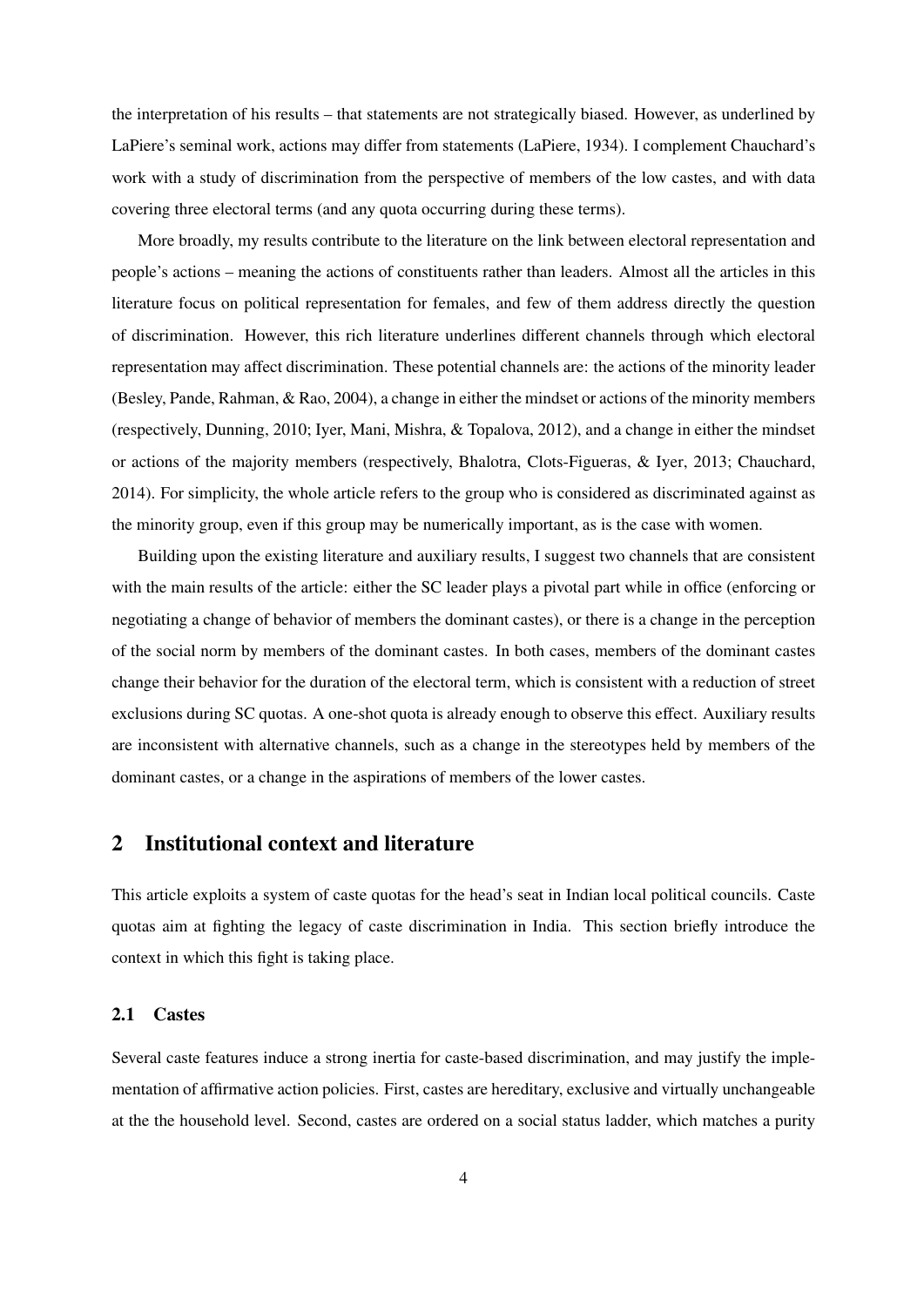the interpretation of his results – that statements are not strategically biased. However, as underlined by LaPiere's seminal work, actions may differ from statements (LaPiere, 1934). I complement Chauchard's work with a study of discrimination from the perspective of members of the low castes, and with data covering three electoral terms (and any quota occurring during these terms).

More broadly, my results contribute to the literature on the link between electoral representation and people's actions – meaning the actions of constituents rather than leaders. Almost all the articles in this literature focus on political representation for females, and few of them address directly the question of discrimination. However, this rich literature underlines different channels through which electoral representation may affect discrimination. These potential channels are: the actions of the minority leader (Besley, Pande, Rahman, & Rao, 2004), a change in either the mindset or actions of the minority members (respectively, Dunning, 2010; Iyer, Mani, Mishra, & Topalova, 2012), and a change in either the mindset or actions of the majority members (respectively, Bhalotra, Clots-Figueras, & Iyer, 2013; Chauchard, 2014). For simplicity, the whole article refers to the group who is considered as discriminated against as the minority group, even if this group may be numerically important, as is the case with women.

Building upon the existing literature and auxiliary results, I suggest two channels that are consistent with the main results of the article: either the SC leader plays a pivotal part while in office (enforcing or negotiating a change of behavior of members the dominant castes), or there is a change in the perception of the social norm by members of the dominant castes. In both cases, members of the dominant castes change their behavior for the duration of the electoral term, which is consistent with a reduction of street exclusions during SC quotas. A one-shot quota is already enough to observe this effect. Auxiliary results are inconsistent with alternative channels, such as a change in the stereotypes held by members of the dominant castes, or a change in the aspirations of members of the lower castes.

## 2 Institutional context and literature

This article exploits a system of caste quotas for the head's seat in Indian local political councils. Caste quotas aim at fighting the legacy of caste discrimination in India. This section briefly introduce the context in which this fight is taking place.

### 2.1 Castes

Several caste features induce a strong inertia for caste-based discrimination, and may justify the implementation of affirmative action policies. First, castes are hereditary, exclusive and virtually unchangeable at the the household level. Second, castes are ordered on a social status ladder, which matches a purity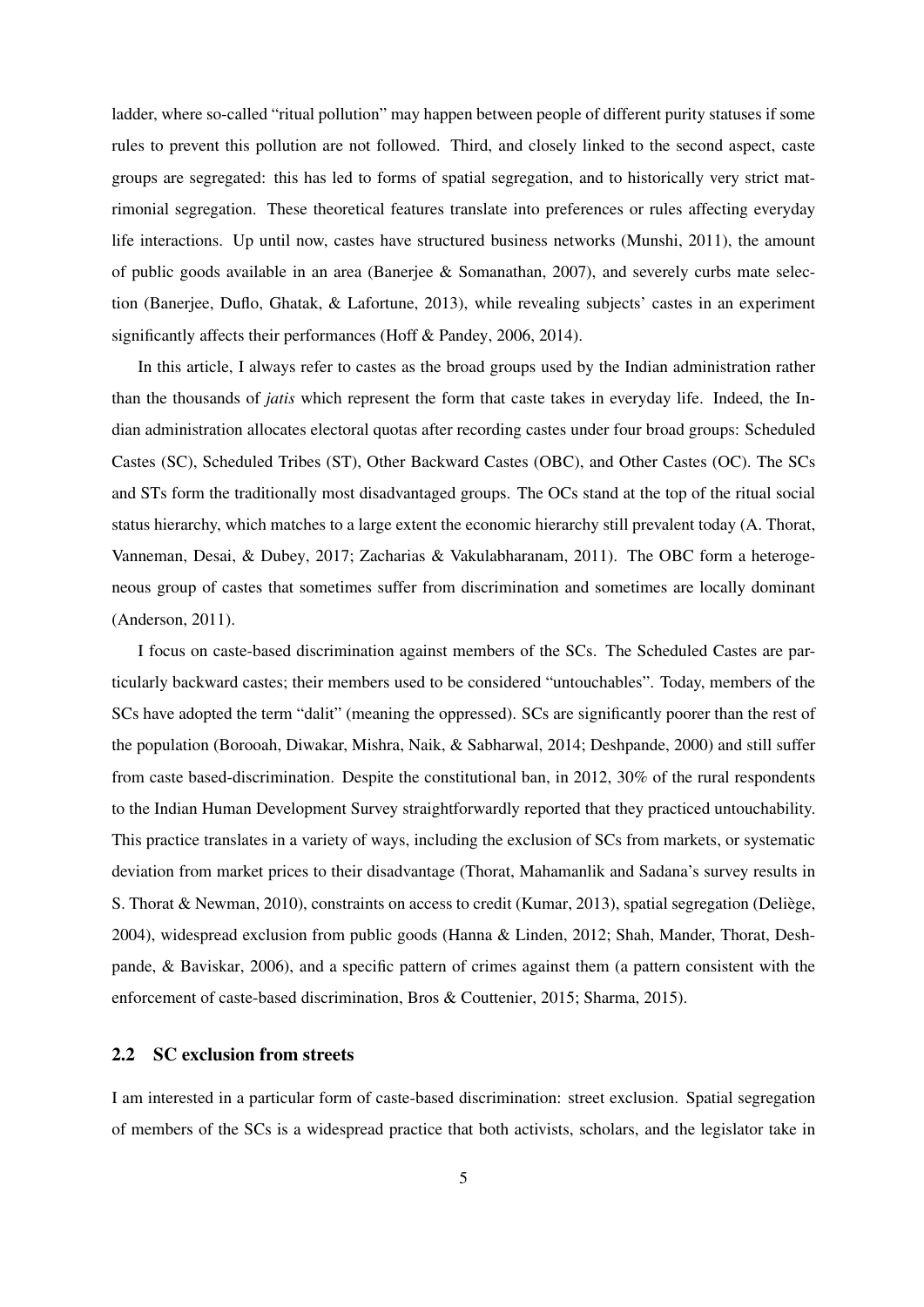ladder, where so-called "ritual pollution" may happen between people of different purity statuses if some rules to prevent this pollution are not followed. Third, and closely linked to the second aspect, caste groups are segregated: this has led to forms of spatial segregation, and to historically very strict matrimonial segregation. These theoretical features translate into preferences or rules affecting everyday life interactions. Up until now, castes have structured business networks (Munshi, 2011), the amount of public goods available in an area (Banerjee & Somanathan, 2007), and severely curbs mate selection (Banerjee, Duflo, Ghatak, & Lafortune, 2013), while revealing subjects' castes in an experiment significantly affects their performances (Hoff & Pandey, 2006, 2014).

In this article, I always refer to castes as the broad groups used by the Indian administration rather than the thousands of *jatis* which represent the form that caste takes in everyday life. Indeed, the Indian administration allocates electoral quotas after recording castes under four broad groups: Scheduled Castes (SC), Scheduled Tribes (ST), Other Backward Castes (OBC), and Other Castes (OC). The SCs and STs form the traditionally most disadvantaged groups. The OCs stand at the top of the ritual social status hierarchy, which matches to a large extent the economic hierarchy still prevalent today (A. Thorat, Vanneman, Desai, & Dubey, 2017; Zacharias & Vakulabharanam, 2011). The OBC form a heterogeneous group of castes that sometimes suffer from discrimination and sometimes are locally dominant (Anderson, 2011).

I focus on caste-based discrimination against members of the SCs. The Scheduled Castes are particularly backward castes; their members used to be considered "untouchables". Today, members of the SCs have adopted the term "dalit" (meaning the oppressed). SCs are significantly poorer than the rest of the population (Borooah, Diwakar, Mishra, Naik, & Sabharwal, 2014; Deshpande, 2000) and still suffer from caste based-discrimination. Despite the constitutional ban, in 2012, 30% of the rural respondents to the Indian Human Development Survey straightforwardly reported that they practiced untouchability. This practice translates in a variety of ways, including the exclusion of SCs from markets, or systematic deviation from market prices to their disadvantage (Thorat, Mahamanlik and Sadana's survey results in S. Thorat & Newman, 2010), constraints on access to credit (Kumar, 2013), spatial segregation (Deliège, 2004), widespread exclusion from public goods (Hanna & Linden, 2012; Shah, Mander, Thorat, Deshpande, & Baviskar, 2006), and a specific pattern of crimes against them (a pattern consistent with the enforcement of caste-based discrimination, Bros & Couttenier, 2015; Sharma, 2015).

## 2.2 SC exclusion from streets

I am interested in a particular form of caste-based discrimination: street exclusion. Spatial segregation of members of the SCs is a widespread practice that both activists, scholars, and the legislator take in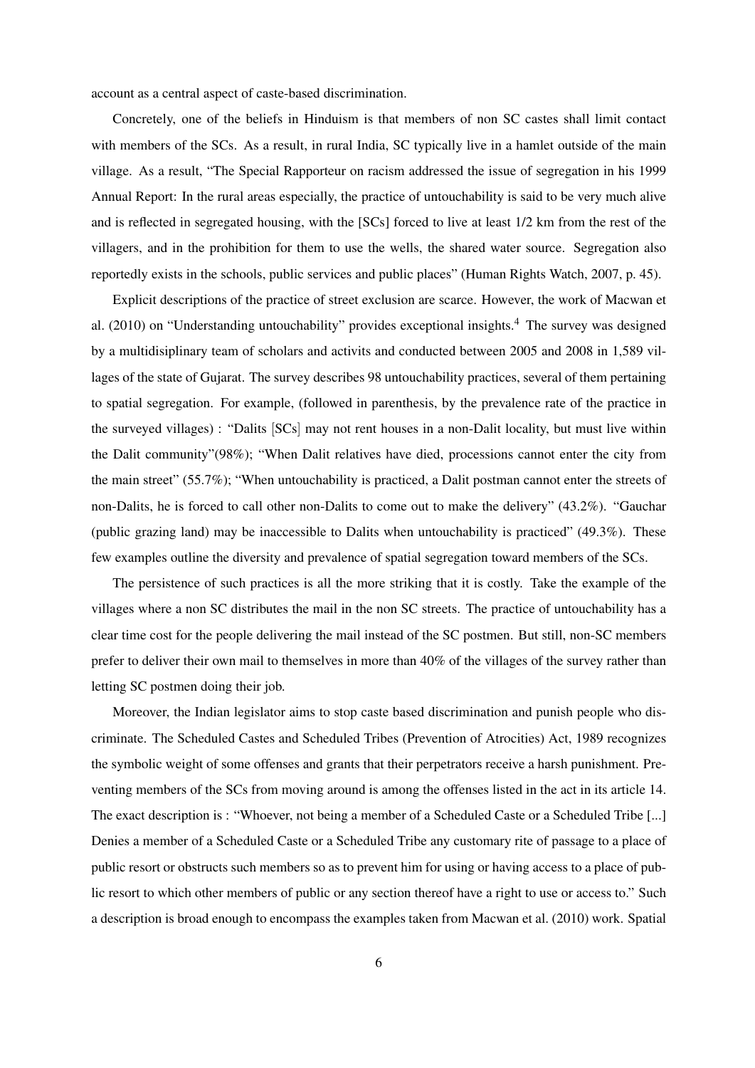account as a central aspect of caste-based discrimination.

Concretely, one of the beliefs in Hinduism is that members of non SC castes shall limit contact with members of the SCs. As a result, in rural India, SC typically live in a hamlet outside of the main village. As a result, "The Special Rapporteur on racism addressed the issue of segregation in his 1999 Annual Report: In the rural areas especially, the practice of untouchability is said to be very much alive and is reflected in segregated housing, with the [SCs] forced to live at least 1/2 km from the rest of the villagers, and in the prohibition for them to use the wells, the shared water source. Segregation also reportedly exists in the schools, public services and public places" (Human Rights Watch, 2007, p. 45).

Explicit descriptions of the practice of street exclusion are scarce. However, the work of Macwan et al. (2010) on "Understanding untouchability" provides exceptional insights.[4] The survey was designed by a multidisiplinary team of scholars and activits and conducted between 2005 and 2008 in 1,589 villages of the state of Gujarat. The survey describes 98 untouchability practices, several of them pertaining to spatial segregation. For example, (followed in parenthesis, by the prevalence rate of the practice in the surveyed villages) : "Dalits [SCs] may not rent houses in a non-Dalit locality, but must live within the Dalit community"(98%); "When Dalit relatives have died, processions cannot enter the city from the main street" (55.7%); "When untouchability is practiced, a Dalit postman cannot enter the streets of non-Dalits, he is forced to call other non-Dalits to come out to make the delivery" (43.2%). "Gauchar (public grazing land) may be inaccessible to Dalits when untouchability is practiced" (49.3%). These few examples outline the diversity and prevalence of spatial segregation toward members of the SCs.

The persistence of such practices is all the more striking that it is costly. Take the example of the villages where a non SC distributes the mail in the non SC streets. The practice of untouchability has a clear time cost for the people delivering the mail instead of the SC postmen. But still, non-SC members prefer to deliver their own mail to themselves in more than 40% of the villages of the survey rather than letting SC postmen doing their job.

Moreover, the Indian legislator aims to stop caste based discrimination and punish people who discriminate. The Scheduled Castes and Scheduled Tribes (Prevention of Atrocities) Act, 1989 recognizes the symbolic weight of some offenses and grants that their perpetrators receive a harsh punishment. Preventing members of the SCs from moving around is among the offenses listed in the act in its article 14. The exact description is : "Whoever, not being a member of a Scheduled Caste or a Scheduled Tribe [...] Denies a member of a Scheduled Caste or a Scheduled Tribe any customary rite of passage to a place of public resort or obstructs such members so as to prevent him for using or having access to a place of public resort to which other members of public or any section thereof have a right to use or access to." Such a description is broad enough to encompass the examples taken from Macwan et al. (2010) work. Spatial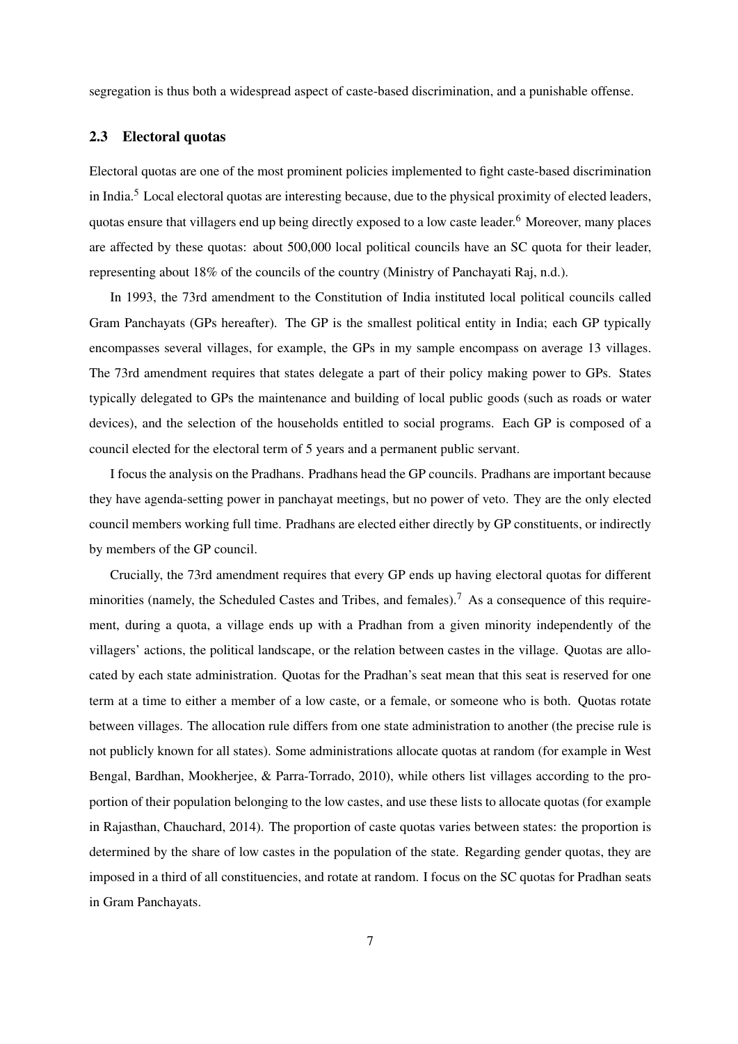segregation is thus both a widespread aspect of caste-based discrimination, and a punishable offense.

### 2.3 Electoral quotas

Electoral quotas are one of the most prominent policies implemented to fight caste-based discrimination in India.[5] Local electoral quotas are interesting because, due to the physical proximity of elected leaders, quotas ensure that villagers end up being directly exposed to a low caste leader.[6] Moreover, many places are affected by these quotas: about 500,000 local political councils have an SC quota for their leader, representing about 18% of the councils of the country (Ministry of Panchayati Raj, n.d.).

In 1993, the 73rd amendment to the Constitution of India instituted local political councils called Gram Panchayats (GPs hereafter). The GP is the smallest political entity in India; each GP typically encompasses several villages, for example, the GPs in my sample encompass on average 13 villages. The 73rd amendment requires that states delegate a part of their policy making power to GPs. States typically delegated to GPs the maintenance and building of local public goods (such as roads or water devices), and the selection of the households entitled to social programs. Each GP is composed of a council elected for the electoral term of 5 years and a permanent public servant.

I focus the analysis on the Pradhans. Pradhans head the GP councils. Pradhans are important because they have agenda-setting power in panchayat meetings, but no power of veto. They are the only elected council members working full time. Pradhans are elected either directly by GP constituents, or indirectly by members of the GP council.

Crucially, the 73rd amendment requires that every GP ends up having electoral quotas for different minorities (namely, the Scheduled Castes and Tribes, and females).[7] As a consequence of this requirement, during a quota, a village ends up with a Pradhan from a given minority independently of the villagers' actions, the political landscape, or the relation between castes in the village. Quotas are allocated by each state administration. Quotas for the Pradhan's seat mean that this seat is reserved for one term at a time to either a member of a low caste, or a female, or someone who is both. Quotas rotate between villages. The allocation rule differs from one state administration to another (the precise rule is not publicly known for all states). Some administrations allocate quotas at random (for example in West Bengal, Bardhan, Mookherjee, & Parra-Torrado, 2010), while others list villages according to the proportion of their population belonging to the low castes, and use these lists to allocate quotas (for example in Rajasthan, Chauchard, 2014). The proportion of caste quotas varies between states: the proportion is determined by the share of low castes in the population of the state. Regarding gender quotas, they are imposed in a third of all constituencies, and rotate at random. I focus on the SC quotas for Pradhan seats in Gram Panchayats.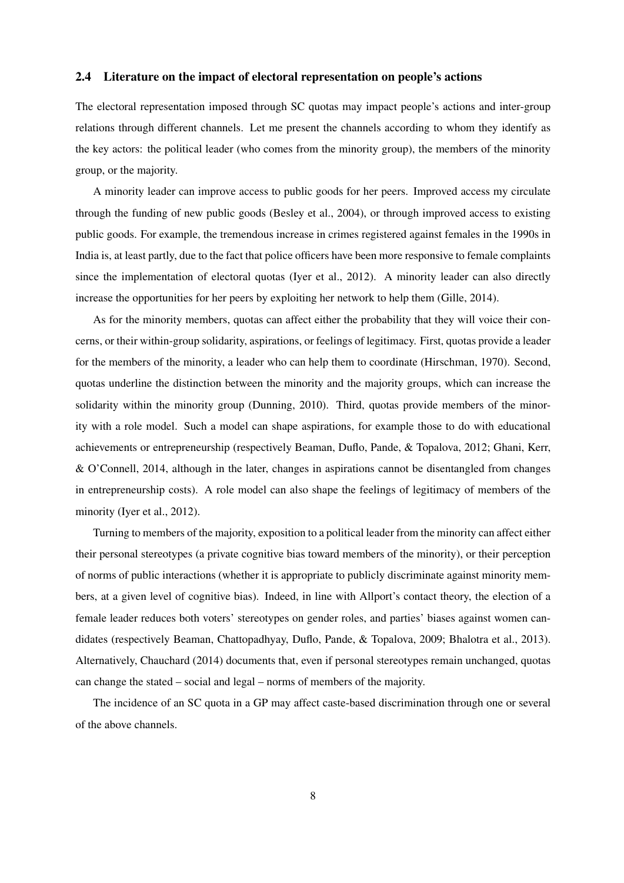### 2.4 Literature on the impact of electoral representation on people's actions

The electoral representation imposed through SC quotas may impact people's actions and inter-group relations through different channels. Let me present the channels according to whom they identify as the key actors: the political leader (who comes from the minority group), the members of the minority group, or the majority.

A minority leader can improve access to public goods for her peers. Improved access my circulate through the funding of new public goods (Besley et al., 2004), or through improved access to existing public goods. For example, the tremendous increase in crimes registered against females in the 1990s in India is, at least partly, due to the fact that police officers have been more responsive to female complaints since the implementation of electoral quotas (Iyer et al., 2012). A minority leader can also directly increase the opportunities for her peers by exploiting her network to help them (Gille, 2014).

As for the minority members, quotas can affect either the probability that they will voice their concerns, or their within-group solidarity, aspirations, or feelings of legitimacy. First, quotas provide a leader for the members of the minority, a leader who can help them to coordinate (Hirschman, 1970). Second, quotas underline the distinction between the minority and the majority groups, which can increase the solidarity within the minority group (Dunning, 2010). Third, quotas provide members of the minority with a role model. Such a model can shape aspirations, for example those to do with educational achievements or entrepreneurship (respectively Beaman, Duflo, Pande, & Topalova, 2012; Ghani, Kerr, & O'Connell, 2014, although in the later, changes in aspirations cannot be disentangled from changes in entrepreneurship costs). A role model can also shape the feelings of legitimacy of members of the minority (Iyer et al., 2012).

Turning to members of the majority, exposition to a political leader from the minority can affect either their personal stereotypes (a private cognitive bias toward members of the minority), or their perception of norms of public interactions (whether it is appropriate to publicly discriminate against minority members, at a given level of cognitive bias). Indeed, in line with Allport's contact theory, the election of a female leader reduces both voters' stereotypes on gender roles, and parties' biases against women candidates (respectively Beaman, Chattopadhyay, Duflo, Pande, & Topalova, 2009; Bhalotra et al., 2013). Alternatively, Chauchard (2014) documents that, even if personal stereotypes remain unchanged, quotas can change the stated – social and legal – norms of members of the majority.

The incidence of an SC quota in a GP may affect caste-based discrimination through one or several of the above channels.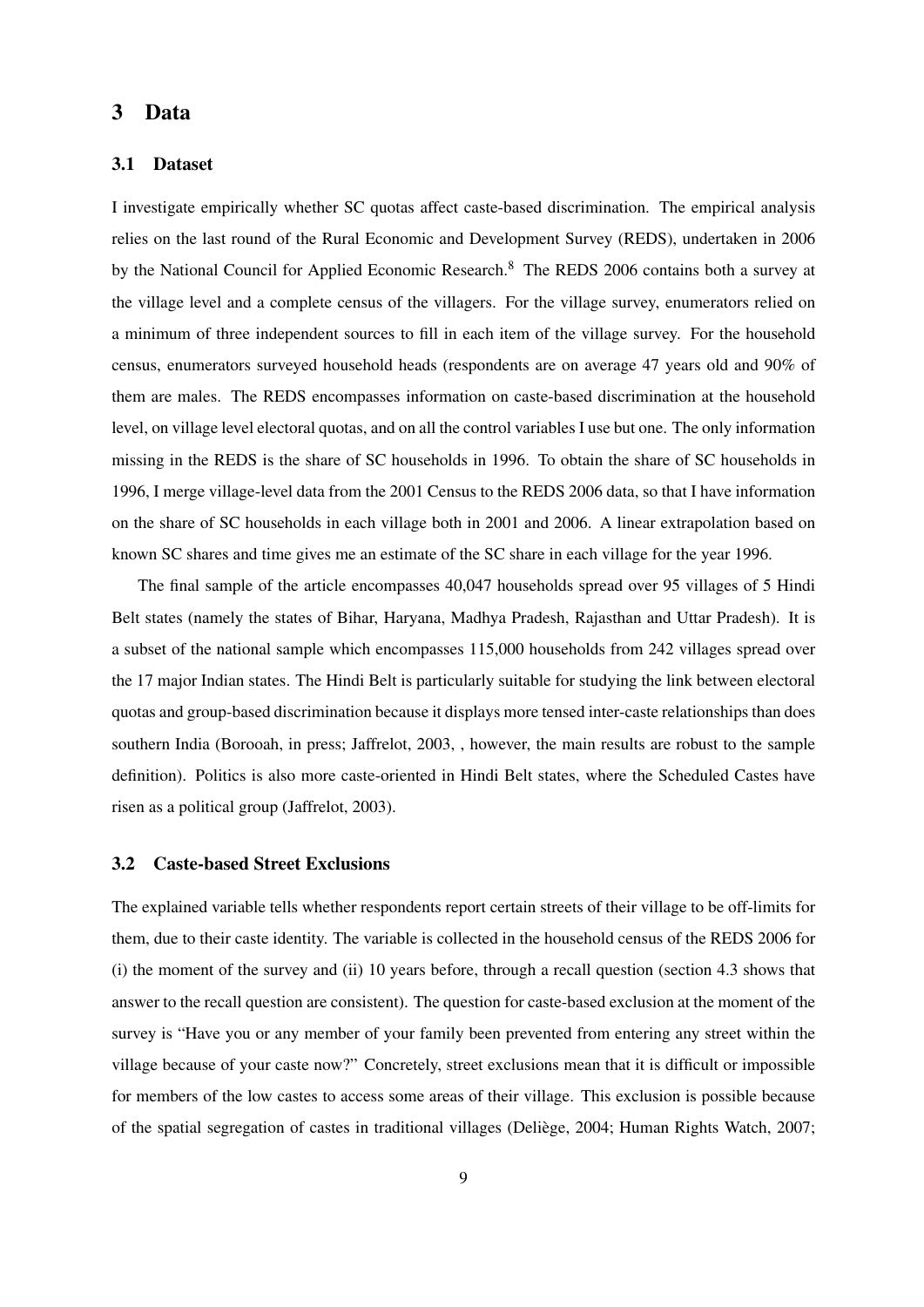## 3 Data

### 3.1 Dataset

I investigate empirically whether SC quotas affect caste-based discrimination. The empirical analysis relies on the last round of the Rural Economic and Development Survey (REDS), undertaken in 2006 by the National Council for Applied Economic Research.[8] The REDS 2006 contains both a survey at the village level and a complete census of the villagers. For the village survey, enumerators relied on a minimum of three independent sources to fill in each item of the village survey. For the household census, enumerators surveyed household heads (respondents are on average 47 years old and 90% of them are males. The REDS encompasses information on caste-based discrimination at the household level, on village level electoral quotas, and on all the control variables I use but one. The only information missing in the REDS is the share of SC households in 1996. To obtain the share of SC households in 1996, I merge village-level data from the 2001 Census to the REDS 2006 data, so that I have information on the share of SC households in each village both in 2001 and 2006. A linear extrapolation based on known SC shares and time gives me an estimate of the SC share in each village for the year 1996.

The final sample of the article encompasses 40,047 households spread over 95 villages of 5 Hindi Belt states (namely the states of Bihar, Haryana, Madhya Pradesh, Rajasthan and Uttar Pradesh). It is a subset of the national sample which encompasses 115,000 households from 242 villages spread over the 17 major Indian states. The Hindi Belt is particularly suitable for studying the link between electoral quotas and group-based discrimination because it displays more tensed inter-caste relationships than does southern India (Borooah, in press; Jaffrelot, 2003, , however, the main results are robust to the sample definition). Politics is also more caste-oriented in Hindi Belt states, where the Scheduled Castes have risen as a political group (Jaffrelot, 2003).

### 3.2 Caste-based Street Exclusions

The explained variable tells whether respondents report certain streets of their village to be off-limits for them, due to their caste identity. The variable is collected in the household census of the REDS 2006 for (i) the moment of the survey and (ii) 10 years before, through a recall question (section 4.3 shows that answer to the recall question are consistent). The question for caste-based exclusion at the moment of the survey is "Have you or any member of your family been prevented from entering any street within the village because of your caste now?" Concretely, street exclusions mean that it is difficult or impossible for members of the low castes to access some areas of their village. This exclusion is possible because of the spatial segregation of castes in traditional villages (Deliège, 2004; Human Rights Watch, 2007;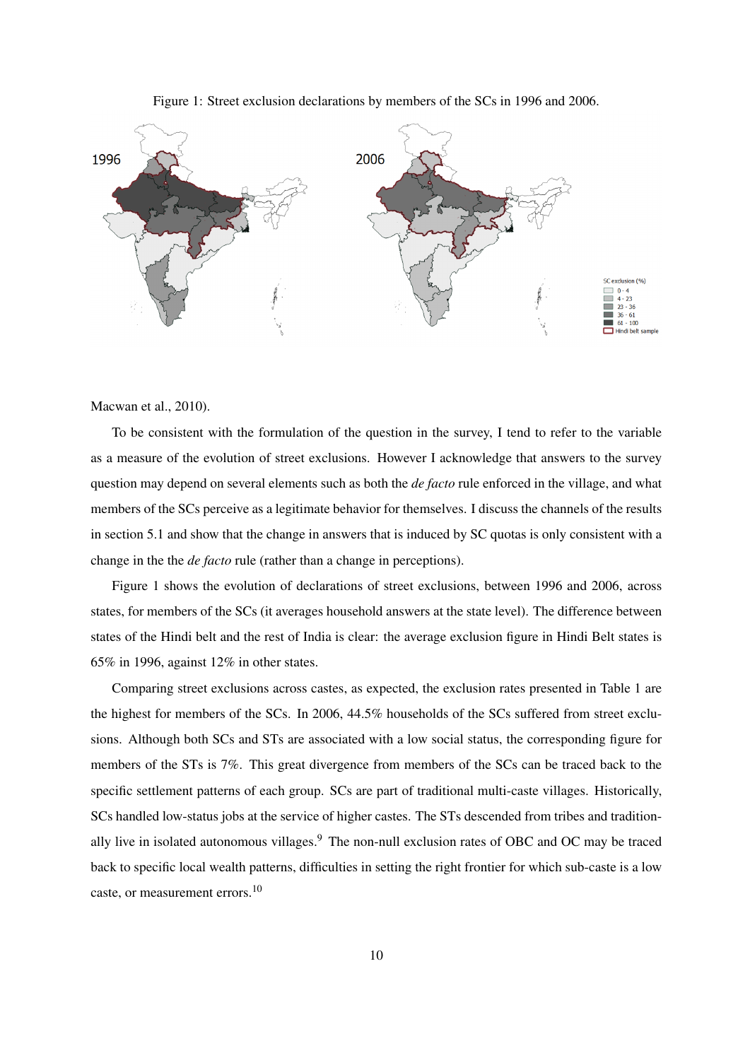Figure 1: Street exclusion declarations by members of the SCs in 1996 and 2006.

Macwan et al., 2010).

To be consistent with the formulation of the question in the survey, I tend to refer to the variable as a measure of the evolution of street exclusions. However I acknowledge that answers to the survey question may depend on several elements such as both the *de facto* rule enforced in the village, and what members of the SCs perceive as a legitimate behavior for themselves. I discuss the channels of the results in section 5.1 and show that the change in answers that is induced by SC quotas is only consistent with a change in the the *de facto* rule (rather than a change in perceptions).

Figure 1 shows the evolution of declarations of street exclusions, between 1996 and 2006, across states, for members of the SCs (it averages household answers at the state level). The difference between states of the Hindi belt and the rest of India is clear: the average exclusion figure in Hindi Belt states is 65% in 1996, against 12% in other states.

Comparing street exclusions across castes, as expected, the exclusion rates presented in Table 1 are the highest for members of the SCs. In 2006, 44.5% households of the SCs suffered from street exclusions. Although both SCs and STs are associated with a low social status, the corresponding figure for members of the STs is 7%. This great divergence from members of the SCs can be traced back to the specific settlement patterns of each group. SCs are part of traditional multi-caste villages. Historically, SCs handled low-status jobs at the service of higher castes. The STs descended from tribes and traditionally live in isolated autonomous villages.[9] The non-null exclusion rates of OBC and OC may be traced back to specific local wealth patterns, difficulties in setting the right frontier for which sub-caste is a low caste, or measurement errors.[10]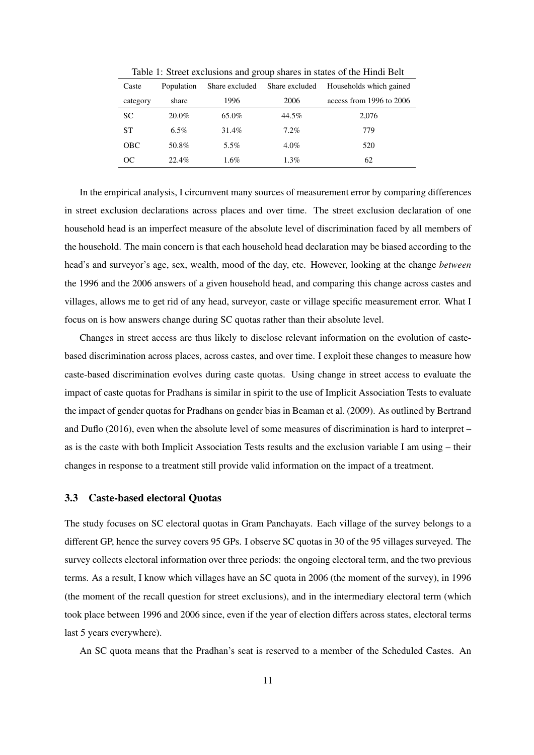Table 1: Street exclusions and group shares in states of the Hindi Belt

| Caste category | Population share | Share excluded 1996 | Share excluded 2006 | Households which gained access from 1996 to 2006 |
|---|---|---|---|---|
| SC | 20.0% | 65.0% | 44.5% | 2,076 |
| ST | 6.5% | 31.4% | 7.2% | 779 |
| OBC | 50.8% | 5.5% | 4.0% | 520 |
| OC | 22.4% | 1.6% | 1.3% | 62 |

In the empirical analysis, I circumvent many sources of measurement error by comparing differences in street exclusion declarations across places and over time. The street exclusion declaration of one household head is an imperfect measure of the absolute level of discrimination faced by all members of the household. The main concern is that each household head declaration may be biased according to the head's and surveyor's age, sex, wealth, mood of the day, etc. However, looking at the change *between* the 1996 and the 2006 answers of a given household head, and comparing this change across castes and villages, allows me to get rid of any head, surveyor, caste or village specific measurement error. What I focus on is how answers change during SC quotas rather than their absolute level.

Changes in street access are thus likely to disclose relevant information on the evolution of caste-based discrimination across places, across castes, and over time. I exploit these changes to measure how caste-based discrimination evolves during caste quotas. Using change in street access to evaluate the impact of caste quotas for Pradhans is similar in spirit to the use of Implicit Association Tests to evaluate the impact of gender quotas for Pradhans on gender bias in Beaman et al. (2009). As outlined by Bertrand and Duflo (2016), even when the absolute level of some measures of discrimination is hard to interpret – as is the caste with both Implicit Association Tests results and the exclusion variable I am using – their changes in response to a treatment still provide valid information on the impact of a treatment.

### 3.3 Caste-based electoral Quotas

The study focuses on SC electoral quotas in Gram Panchayats. Each village of the survey belongs to a different GP, hence the survey covers 95 GPs. I observe SC quotas in 30 of the 95 villages surveyed. The survey collects electoral information over three periods: the ongoing electoral term, and the two previous terms. As a result, I know which villages have an SC quota in 2006 (the moment of the survey), in 1996 (the moment of the recall question for street exclusions), and in the intermediary electoral term (which took place between 1996 and 2006 since, even if the year of election differs across states, electoral terms last 5 years everywhere).

An SC quota means that the Pradhan's seat is reserved to a member of the Scheduled Castes. An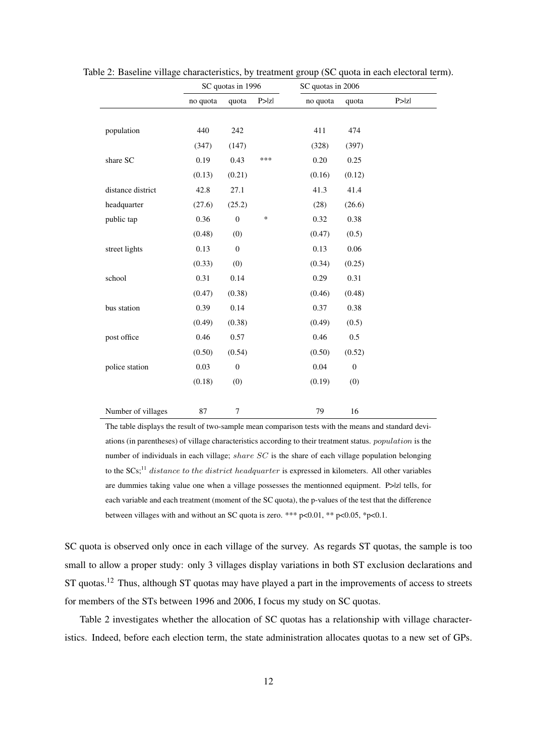Table 2: Baseline village characteristics, by treatment group (SC quota in each electoral term).

| | SC quotas in 1996 | | | SC quotas in 2006 | | |
|---|---|---|---|---|---|---|
| | no quota | quota | P>\|z\| | no quota | quota | P>\|z\| |
| population | 440 | 242 | | 411 | 474 | |
| | (347) | (147) | | (328) | (397) | |
| share SC | 0.19 | 0.43 | *** | 0.20 | 0.25 | |
| | (0.13) | (0.21) | | (0.16) | (0.12) | |
| distance district headquarter | 42.8 | 27.1 | | 41.3 | 41.4 | |
| | (27.6) | (25.2) | | (28) | (26.6) | |
| public tap | 0.36 | 0 | * | 0.32 | 0.38 | |
| | (0.48) | (0) | | (0.47) | (0.5) | |
| street lights | 0.13 | 0 | | 0.13 | 0.06 | |
| | (0.33) | (0) | | (0.34) | (0.25) | |
| school | 0.31 | 0.14 | | 0.29 | 0.31 | |
| | (0.47) | (0.38) | | (0.46) | (0.48) | |
| bus station | 0.39 | 0.14 | | 0.37 | 0.38 | |
| | (0.49) | (0.38) | | (0.49) | (0.5) | |
| post office | 0.46 | 0.57 | | 0.46 | 0.5 | |
| | (0.50) | (0.54) | | (0.50) | (0.52) | |
| police station | 0.03 | 0 | | 0.04 | 0 | |
| | (0.18) | (0) | | (0.19) | (0) | |
| Number of villages | 87 | 7 | | 79 | 16 | |

The table displays the result of two-sample mean comparison tests with the means and standard deviations (in parentheses) of village characteristics according to their treatment status. *population* is the number of individuals in each village; *share SC* is the share of each village population belonging to the SCs;[11] *distance to the district headquarter* is expressed in kilometers. All other variables are dummies taking value one when a village possesses the mentionned equipment. P>|z| tells, for each variable and each treatment (moment of the SC quota), the p-values of the test that the difference between villages with and without an SC quota is zero. *** p<0.01, ** p<0.05, *p<0.1.

SC quota is observed only once in each village of the survey. As regards ST quotas, the sample is too small to allow a proper study: only 3 villages display variations in both ST exclusion declarations and ST quotas.[12] Thus, although ST quotas may have played a part in the improvements of access to streets for members of the STs between 1996 and 2006, I focus my study on SC quotas.

Table 2 investigates whether the allocation of SC quotas has a relationship with village characteristics. Indeed, before each election term, the state administration allocates quotas to a new set of GPs.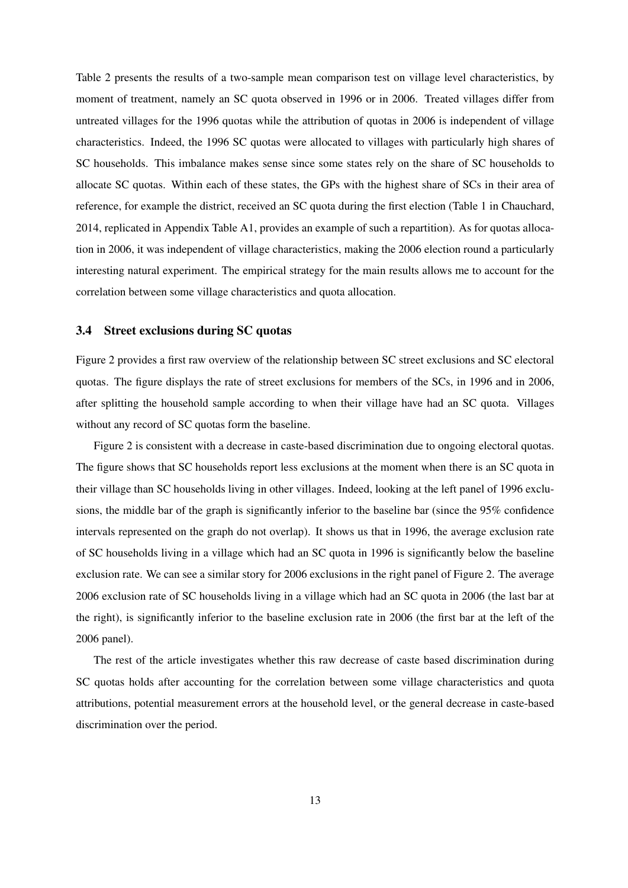Table 2 presents the results of a two-sample mean comparison test on village level characteristics, by moment of treatment, namely an SC quota observed in 1996 or in 2006. Treated villages differ from untreated villages for the 1996 quotas while the attribution of quotas in 2006 is independent of village characteristics. Indeed, the 1996 SC quotas were allocated to villages with particularly high shares of SC households. This imbalance makes sense since some states rely on the share of SC households to allocate SC quotas. Within each of these states, the GPs with the highest share of SCs in their area of reference, for example the district, received an SC quota during the first election (Table 1 in Chauchard, 2014, replicated in Appendix Table A1, provides an example of such a repartition). As for quotas allocation in 2006, it was independent of village characteristics, making the 2006 election round a particularly interesting natural experiment. The empirical strategy for the main results allows me to account for the correlation between some village characteristics and quota allocation.

### 3.4 Street exclusions during SC quotas

Figure 2 provides a first raw overview of the relationship between SC street exclusions and SC electoral quotas. The figure displays the rate of street exclusions for members of the SCs, in 1996 and in 2006, after splitting the household sample according to when their village have had an SC quota. Villages without any record of SC quotas form the baseline.

Figure 2 is consistent with a decrease in caste-based discrimination due to ongoing electoral quotas. The figure shows that SC households report less exclusions at the moment when there is an SC quota in their village than SC households living in other villages. Indeed, looking at the left panel of 1996 exclusions, the middle bar of the graph is significantly inferior to the baseline bar (since the 95% confidence intervals represented on the graph do not overlap). It shows us that in 1996, the average exclusion rate of SC households living in a village which had an SC quota in 1996 is significantly below the baseline exclusion rate. We can see a similar story for 2006 exclusions in the right panel of Figure 2. The average 2006 exclusion rate of SC households living in a village which had an SC quota in 2006 (the last bar at the right), is significantly inferior to the baseline exclusion rate in 2006 (the first bar at the left of the 2006 panel).

The rest of the article investigates whether this raw decrease of caste based discrimination during SC quotas holds after accounting for the correlation between some village characteristics and quota attributions, potential measurement errors at the household level, or the general decrease in caste-based discrimination over the period.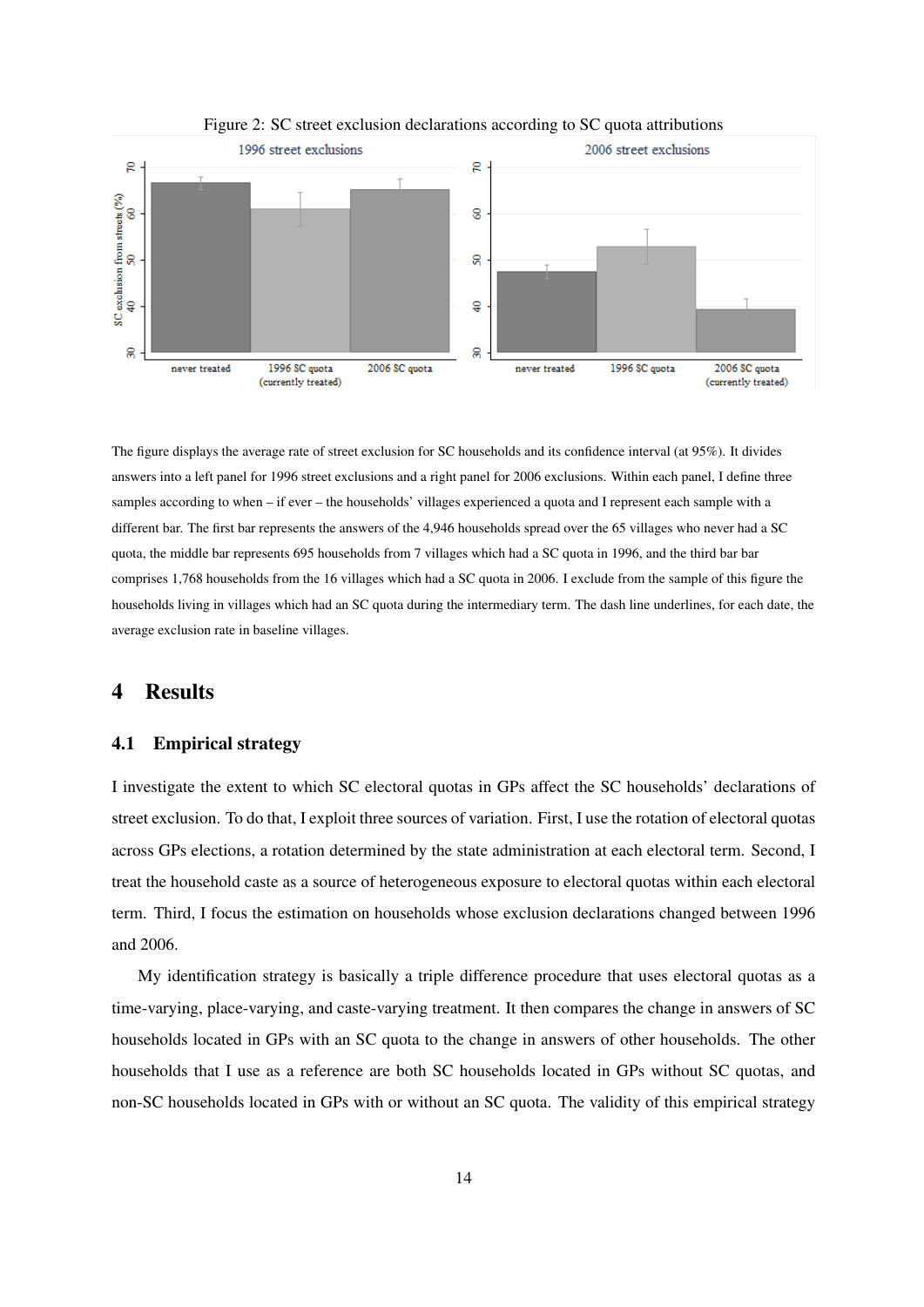Figure 2: SC street exclusion declarations according to SC quota attributions

The figure displays the average rate of street exclusion for SC households and its confidence interval (at 95%). It divides answers into a left panel for 1996 street exclusions and a right panel for 2006 exclusions. Within each panel, I define three samples according to when – if ever – the households' villages experienced a quota and I represent each sample with a different bar. The first bar represents the answers of the 4,946 households spread over the 65 villages who never had a SC quota, the middle bar represents 695 households from 7 villages which had a SC quota in 1996, and the third bar bar comprises 1,768 households from the 16 villages which had a SC quota in 2006. I exclude from the sample of this figure the households living in villages which had an SC quota during the intermediary term. The dash line underlines, for each date, the average exclusion rate in baseline villages.

# 4 Results

## 4.1 Empirical strategy

I investigate the extent to which SC electoral quotas in GPs affect the SC households' declarations of street exclusion. To do that, I exploit three sources of variation. First, I use the rotation of electoral quotas across GPs elections, a rotation determined by the state administration at each electoral term. Second, I treat the household caste as a source of heterogeneous exposure to electoral quotas within each electoral term. Third, I focus the estimation on households whose exclusion declarations changed between 1996 and 2006.

My identification strategy is basically a triple difference procedure that uses electoral quotas as a time-varying, place-varying, and caste-varying treatment. It then compares the change in answers of SC households located in GPs with an SC quota to the change in answers of other households. The other households that I use as a reference are both SC households located in GPs without SC quotas, and non-SC households located in GPs with or without an SC quota. The validity of this empirical strategy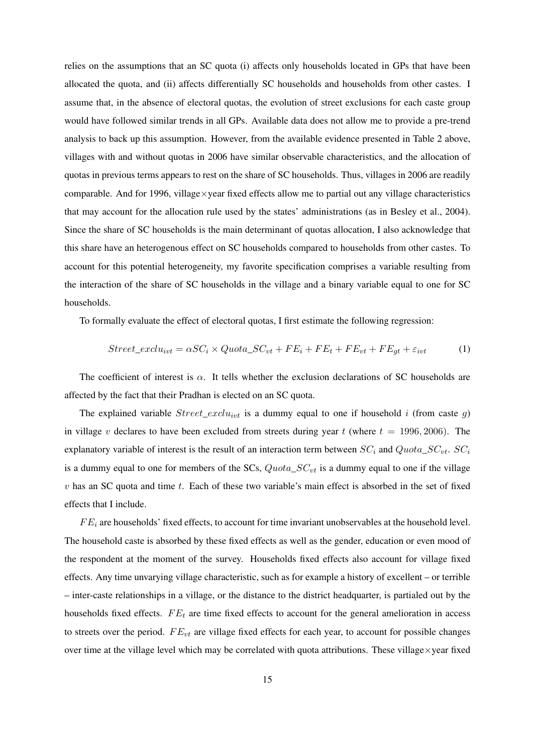relies on the assumptions that an SC quota (i) affects only households located in GPs that have been allocated the quota, and (ii) affects differentially SC households and households from other castes. I assume that, in the absence of electoral quotas, the evolution of street exclusions for each caste group would have followed similar trends in all GPs. Available data does not allow me to provide a pre-trend analysis to back up this assumption. However, from the available evidence presented in Table 2 above, villages with and without quotas in 2006 have similar observable characteristics, and the allocation of quotas in previous terms appears to rest on the share of SC households. Thus, villages in 2006 are readily comparable. And for 1996, village×year fixed effects allow me to partial out any village characteristics that may account for the allocation rule used by the states' administrations (as in Besley et al., 2004). Since the share of SC households is the main determinant of quotas allocation, I also acknowledge that this share have an heterogenous effect on SC households compared to households from other castes. To account for this potential heterogeneity, my favorite specification comprises a variable resulting from the interaction of the share of SC households in the village and a binary variable equal to one for SC households.

To formally evaluate the effect of electoral quotas, I first estimate the following regression:

$$Street\_exclu_{ivt} = \alpha SC_i \times Quota\_SC_{vt} + FE_i + FE_t + FE_{vt} + FE_{gt} + \varepsilon_{ivt} \tag{1}$$

The coefficient of interest is $\alpha$. It tells whether the exclusion declarations of SC households are affected by the fact that their Pradhan is elected on an SC quota.

The explained variable $Street\_exclu_{ivt}$ is a dummy equal to one if household $i$ (from caste $g$) in village $v$ declares to have been excluded from streets during year $t$ (where $t = 1996, 2006$). The explanatory variable of interest is the result of an interaction term between $SC_i$ and $Quota\_SC_{vt}$. $SC_i$ is a dummy equal to one for members of the SCs, $Quota\_SC_{vt}$ is a dummy equal to one if the village $v$ has an SC quota and time $t$. Each of these two variable's main effect is absorbed in the set of fixed effects that I include.

$FE_i$ are households' fixed effects, to account for time invariant unobservables at the household level. The household caste is absorbed by these fixed effects as well as the gender, education or even mood of the respondent at the moment of the survey. Households fixed effects also account for village fixed effects. Any time unvarying village characteristic, such as for example a history of excellent – or terrible – inter-caste relationships in a village, or the distance to the district headquarter, is partialed out by the households fixed effects. $FE_t$ are time fixed effects to account for the general amelioration in access to streets over the period. $FE_{vt}$ are village fixed effects for each year, to account for possible changes over time at the village level which may be correlated with quota attributions. These village×year fixed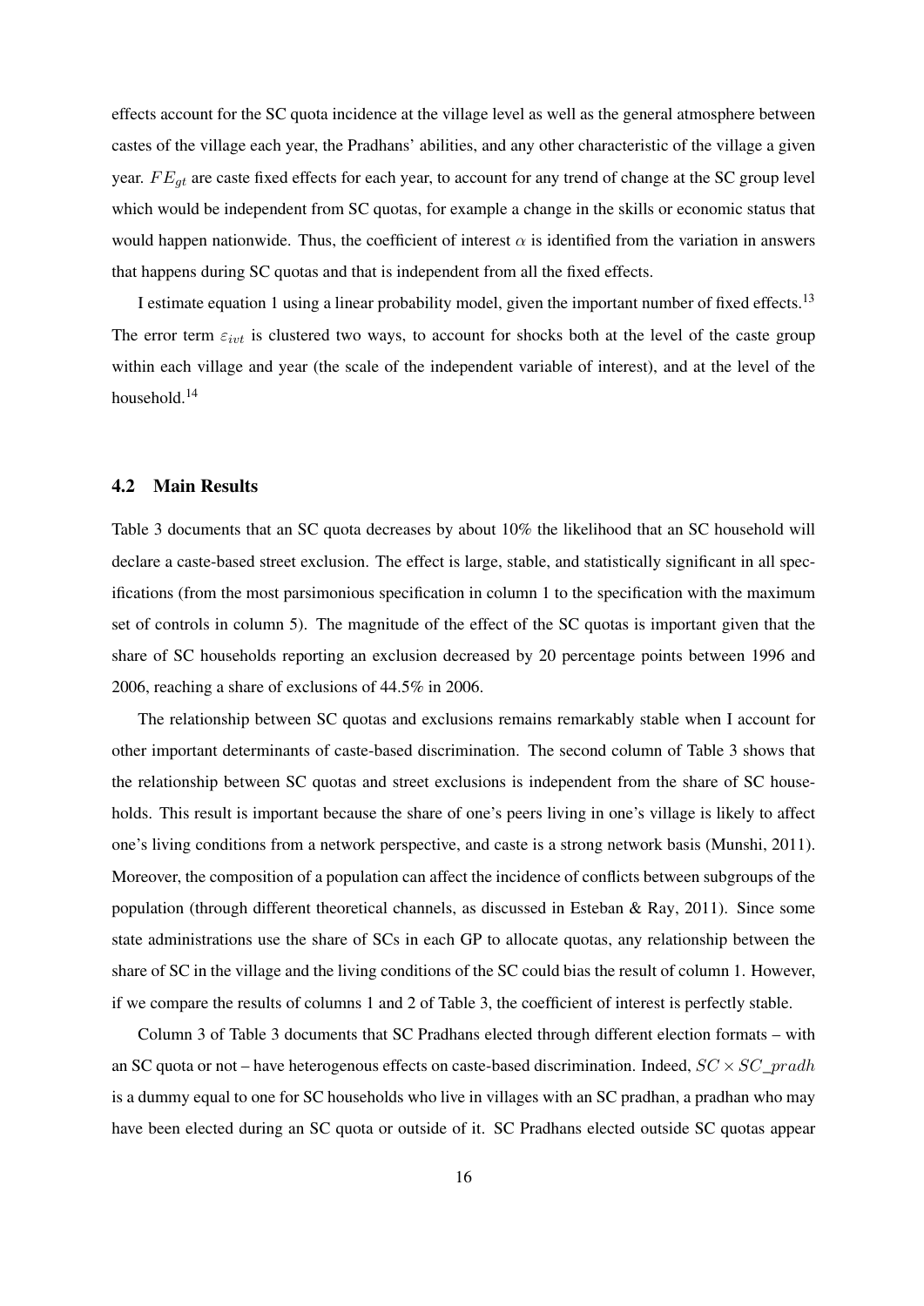effects account for the SC quota incidence at the village level as well as the general atmosphere between castes of the village each year, the Pradhans' abilities, and any other characteristic of the village a given year. $FE_{gt}$ are caste fixed effects for each year, to account for any trend of change at the SC group level which would be independent from SC quotas, for example a change in the skills or economic status that would happen nationwide. Thus, the coefficient of interest $\alpha$ is identified from the variation in answers that happens during SC quotas and that is independent from all the fixed effects.

I estimate equation 1 using a linear probability model, given the important number of fixed effects.[13] The error term $\varepsilon_{ivt}$ is clustered two ways, to account for shocks both at the level of the caste group within each village and year (the scale of the independent variable of interest), and at the level of the household.[14]

## 4.2 Main Results

Table 3 documents that an SC quota decreases by about 10% the likelihood that an SC household will declare a caste-based street exclusion. The effect is large, stable, and statistically significant in all specifications (from the most parsimonious specification in column 1 to the specification with the maximum set of controls in column 5). The magnitude of the effect of the SC quotas is important given that the share of SC households reporting an exclusion decreased by 20 percentage points between 1996 and 2006, reaching a share of exclusions of 44.5% in 2006.

The relationship between SC quotas and exclusions remains remarkably stable when I account for other important determinants of caste-based discrimination. The second column of Table 3 shows that the relationship between SC quotas and street exclusions is independent from the share of SC households. This result is important because the share of one's peers living in one's village is likely to affect one's living conditions from a network perspective, and caste is a strong network basis (Munshi, 2011). Moreover, the composition of a population can affect the incidence of conflicts between subgroups of the population (through different theoretical channels, as discussed in Esteban & Ray, 2011). Since some state administrations use the share of SCs in each GP to allocate quotas, any relationship between the share of SC in the village and the living conditions of the SC could bias the result of column 1. However, if we compare the results of columns 1 and 2 of Table 3, the coefficient of interest is perfectly stable.

Column 3 of Table 3 documents that SC Pradhans elected through different election formats – with an SC quota or not – have heterogenous effects on caste-based discrimination. Indeed, $SC \times SC\_pradh$ is a dummy equal to one for SC households who live in villages with an SC pradhan, a pradhan who may have been elected during an SC quota or outside of it. SC Pradhans elected outside SC quotas appear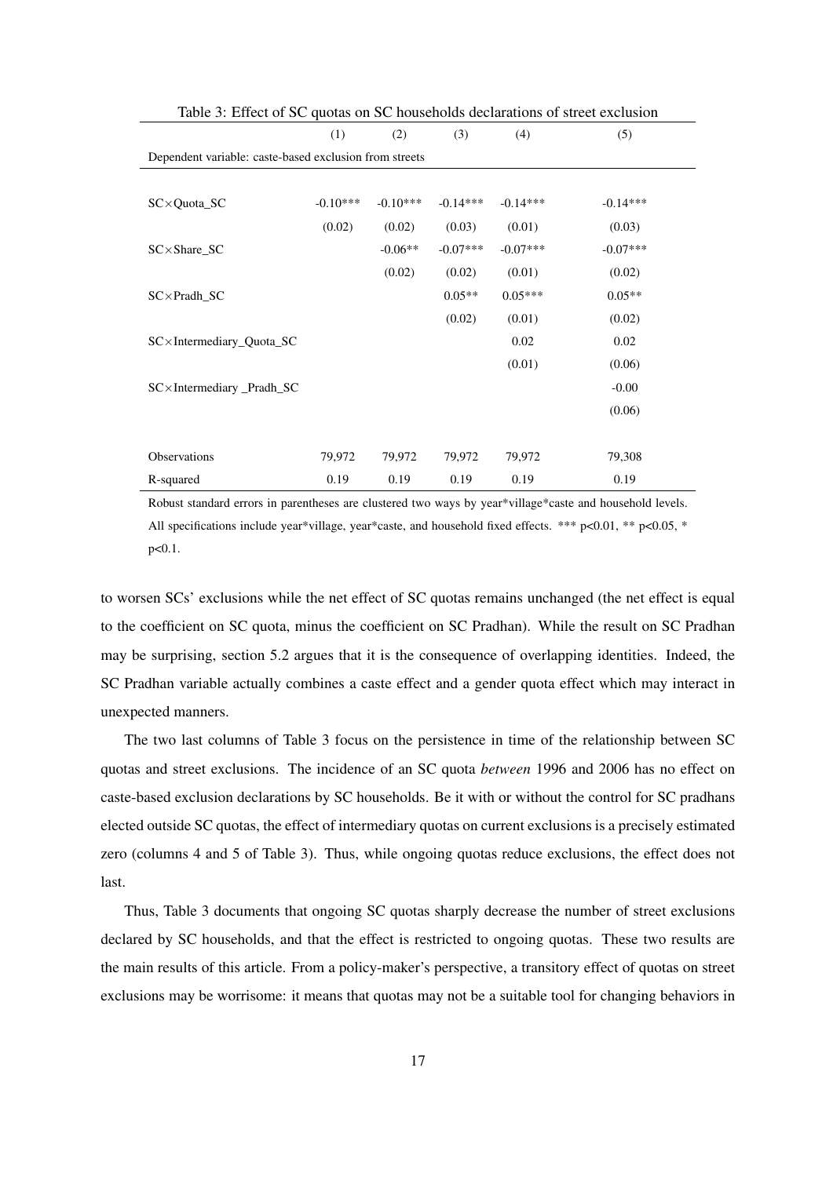Table 3: Effect of SC quotas on SC households declarations of street exclusion

| | (1) | (2) | (3) | (4) | (5) |
|---|---|---|---|---|---|
| Dependent variable: caste-based exclusion from streets | | | | | |
| SC×Quota_SC | -0.10*** | -0.10*** | -0.14*** | -0.14*** | -0.14*** |
| | (0.02) | (0.02) | (0.03) | (0.01) | (0.03) |
| SC×Share_SC | | -0.06** | -0.07*** | -0.07*** | -0.07*** |
| | | (0.02) | (0.02) | (0.01) | (0.02) |
| SC×Pradh_SC | | | 0.05** | 0.05*** | 0.05** |
| | | | (0.02) | (0.01) | (0.02) |
| SC×Intermediary_Quota_SC | | | | 0.02 | 0.02 |
| | | | | (0.01) | (0.06) |
| SC×Intermediary _Pradh_SC | | | | | -0.00 |
| | | | | | (0.06) |
| Observations | 79,972 | 79,972 | 79,972 | 79,972 | 79,308 |
| R-squared | 0.19 | 0.19 | 0.19 | 0.19 | 0.19 |

Robust standard errors in parentheses are clustered two ways by year*village*caste and household levels. All specifications include year*village, year*caste, and household fixed effects. *** p<0.01, ** p<0.05, * p<0.1.

to worsen SCs' exclusions while the net effect of SC quotas remains unchanged (the net effect is equal to the coefficient on SC quota, minus the coefficient on SC Pradhan). While the result on SC Pradhan may be surprising, section 5.2 argues that it is the consequence of overlapping identities. Indeed, the SC Pradhan variable actually combines a caste effect and a gender quota effect which may interact in unexpected manners.

The two last columns of Table 3 focus on the persistence in time of the relationship between SC quotas and street exclusions. The incidence of an SC quota *between* 1996 and 2006 has no effect on caste-based exclusion declarations by SC households. Be it with or without the control for SC pradhans elected outside SC quotas, the effect of intermediary quotas on current exclusions is a precisely estimated zero (columns 4 and 5 of Table 3). Thus, while ongoing quotas reduce exclusions, the effect does not last.

Thus, Table 3 documents that ongoing SC quotas sharply decrease the number of street exclusions declared by SC households, and that the effect is restricted to ongoing quotas. These two results are the main results of this article. From a policy-maker's perspective, a transitory effect of quotas on street exclusions may be worrisome: it means that quotas may not be a suitable tool for changing behaviors in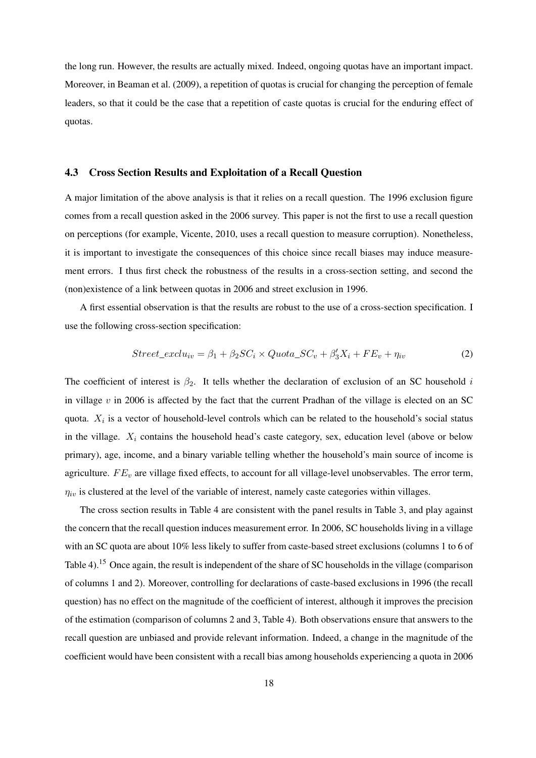the long run. However, the results are actually mixed. Indeed, ongoing quotas have an important impact. Moreover, in Beaman et al. (2009), a repetition of quotas is crucial for changing the perception of female leaders, so that it could be the case that a repetition of caste quotas is crucial for the enduring effect of quotas.

### 4.3 Cross Section Results and Exploitation of a Recall Question

A major limitation of the above analysis is that it relies on a recall question. The 1996 exclusion figure comes from a recall question asked in the 2006 survey. This paper is not the first to use a recall question on perceptions (for example, Vicente, 2010, uses a recall question to measure corruption). Nonetheless, it is important to investigate the consequences of this choice since recall biases may induce measurement errors. I thus first check the robustness of the results in a cross-section setting, and second the (non)existence of a link between quotas in 2006 and street exclusion in 1996.

A first essential observation is that the results are robust to the use of a cross-section specification. I use the following cross-section specification:

$$Street\_exclu_{iv} = \beta_1 + \beta_2 SC_i \times Quota\_SC_v + \beta_3' X_i + FE_v + \eta_{iv} \tag{2}$$

The coefficient of interest is $\beta_2$. It tells whether the declaration of exclusion of an SC household $i$ in village $v$ in 2006 is affected by the fact that the current Pradhan of the village is elected on an SC quota. $X_i$ is a vector of household-level controls which can be related to the household's social status in the village. $X_i$ contains the household head's caste category, sex, education level (above or below primary), age, income, and a binary variable telling whether the household's main source of income is agriculture. $FE_v$ are village fixed effects, to account for all village-level unobservables. The error term, $\eta_{iv}$ is clustered at the level of the variable of interest, namely caste categories within villages.

The cross section results in Table 4 are consistent with the panel results in Table 3, and play against the concern that the recall question induces measurement error. In 2006, SC households living in a village with an SC quota are about 10% less likely to suffer from caste-based street exclusions (columns 1 to 6 of Table 4).[15] Once again, the result is independent of the share of SC households in the village (comparison of columns 1 and 2). Moreover, controlling for declarations of caste-based exclusions in 1996 (the recall question) has no effect on the magnitude of the coefficient of interest, although it improves the precision of the estimation (comparison of columns 2 and 3, Table 4). Both observations ensure that answers to the recall question are unbiased and provide relevant information. Indeed, a change in the magnitude of the coefficient would have been consistent with a recall bias among households experiencing a quota in 2006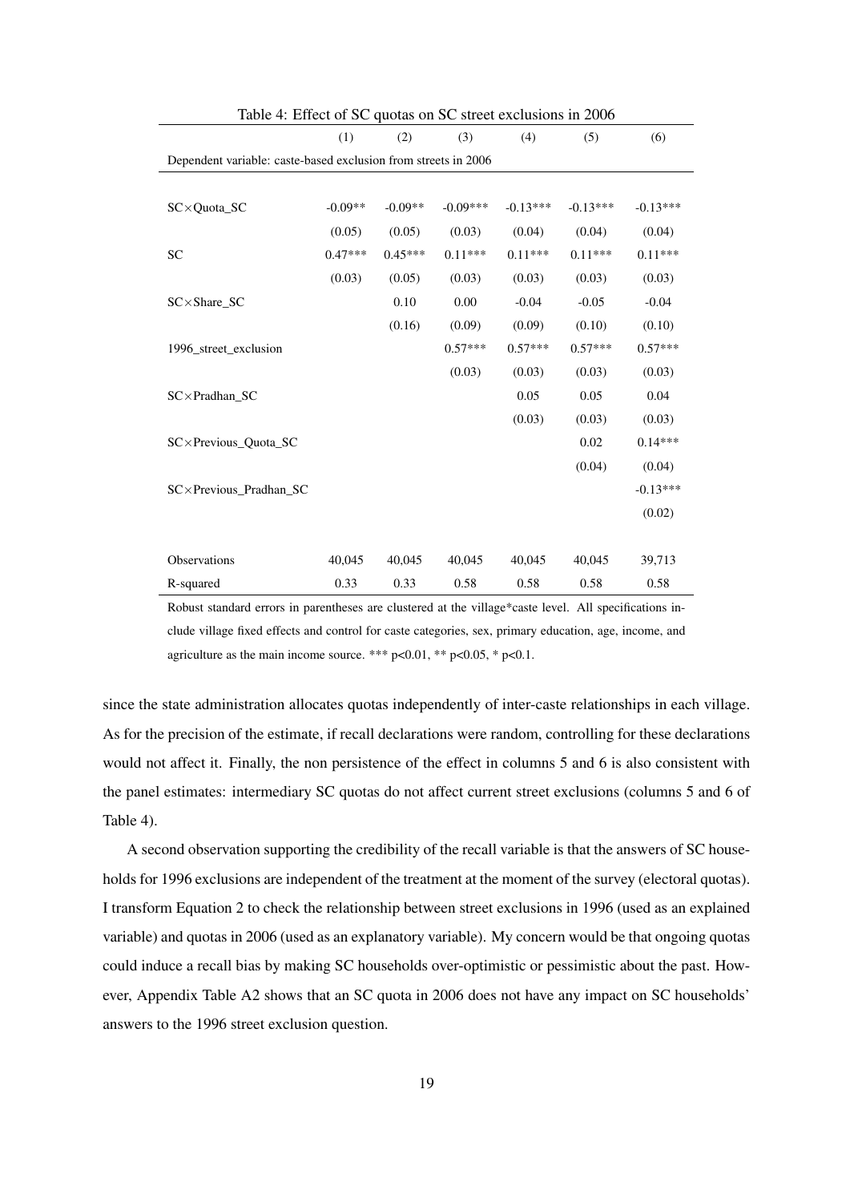Table 4: Effect of SC quotas on SC street exclusions in 2006

| | (1) | (2) | (3) | (4) | (5) | (6) |
|---|---|---|---|---|---|---|
| Dependent variable: caste-based exclusion from streets in 2006 | | | | | | |
| SC×Quota_SC | -0.09** | -0.09** | -0.09*** | -0.13*** | -0.13*** | -0.13*** |
| | (0.05) | (0.05) | (0.03) | (0.04) | (0.04) | (0.04) |
| SC | 0.47*** | 0.45*** | 0.11*** | 0.11*** | 0.11*** | 0.11*** |
| | (0.03) | (0.05) | (0.03) | (0.03) | (0.03) | (0.03) |
| SC×Share_SC | | 0.10 | 0.00 | -0.04 | -0.05 | -0.04 |
| | | (0.16) | (0.09) | (0.09) | (0.10) | (0.10) |
| 1996_street_exclusion | | | 0.57*** | 0.57*** | 0.57*** | 0.57*** |
| | | | (0.03) | (0.03) | (0.03) | (0.03) |
| SC×Pradhan_SC | | | | 0.05 | 0.05 | 0.04 |
| | | | | (0.03) | (0.03) | (0.03) |
| SC×Previous_Quota_SC | | | | | 0.02 | 0.14*** |
| | | | | | (0.04) | (0.04) |
| SC×Previous_Pradhan_SC | | | | | | -0.13*** |
| | | | | | | (0.02) |
| Observations | 40,045 | 40,045 | 40,045 | 40,045 | 40,045 | 39,713 |
| R-squared | 0.33 | 0.33 | 0.58 | 0.58 | 0.58 | 0.58 |

Robust standard errors in parentheses are clustered at the village*caste level. All specifications include village fixed effects and control for caste categories, sex, primary education, age, income, and agriculture as the main income source. *** p<0.01, ** p<0.05, * p<0.1.

since the state administration allocates quotas independently of inter-caste relationships in each village. As for the precision of the estimate, if recall declarations were random, controlling for these declarations would not affect it. Finally, the non persistence of the effect in columns 5 and 6 is also consistent with the panel estimates: intermediary SC quotas do not affect current street exclusions (columns 5 and 6 of Table 4).

A second observation supporting the credibility of the recall variable is that the answers of SC households for 1996 exclusions are independent of the treatment at the moment of the survey (electoral quotas). I transform Equation 2 to check the relationship between street exclusions in 1996 (used as an explained variable) and quotas in 2006 (used as an explanatory variable). My concern would be that ongoing quotas could induce a recall bias by making SC households over-optimistic or pessimistic about the past. However, Appendix Table A2 shows that an SC quota in 2006 does not have any impact on SC households' answers to the 1996 street exclusion question.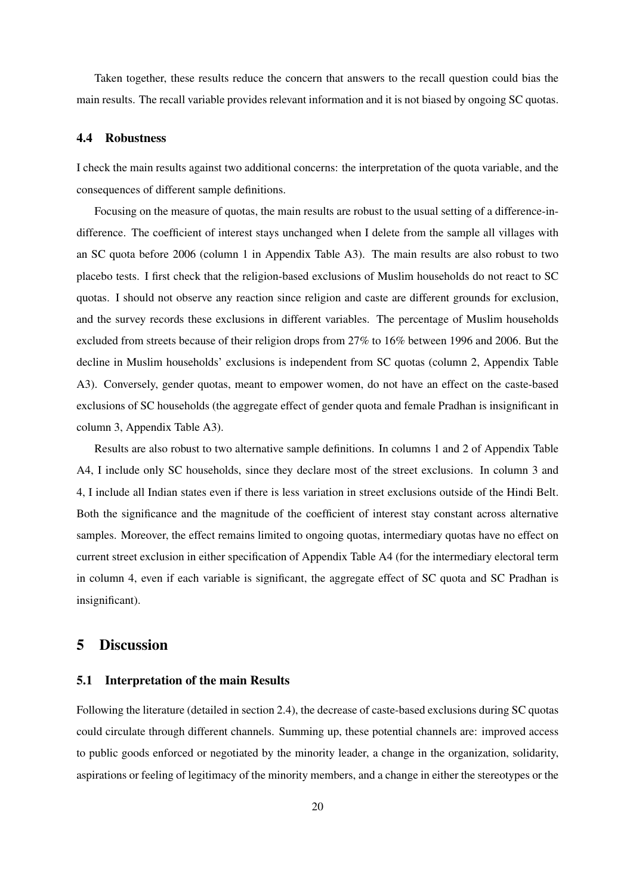Taken together, these results reduce the concern that answers to the recall question could bias the main results. The recall variable provides relevant information and it is not biased by ongoing SC quotas.

### 4.4 Robustness

I check the main results against two additional concerns: the interpretation of the quota variable, and the consequences of different sample definitions.

Focusing on the measure of quotas, the main results are robust to the usual setting of a difference-in-difference. The coefficient of interest stays unchanged when I delete from the sample all villages with an SC quota before 2006 (column 1 in Appendix Table A3). The main results are also robust to two placebo tests. I first check that the religion-based exclusions of Muslim households do not react to SC quotas. I should not observe any reaction since religion and caste are different grounds for exclusion, and the survey records these exclusions in different variables. The percentage of Muslim households excluded from streets because of their religion drops from 27% to 16% between 1996 and 2006. But the decline in Muslim households' exclusions is independent from SC quotas (column 2, Appendix Table A3). Conversely, gender quotas, meant to empower women, do not have an effect on the caste-based exclusions of SC households (the aggregate effect of gender quota and female Pradhan is insignificant in column 3, Appendix Table A3).

Results are also robust to two alternative sample definitions. In columns 1 and 2 of Appendix Table A4, I include only SC households, since they declare most of the street exclusions. In column 3 and 4, I include all Indian states even if there is less variation in street exclusions outside of the Hindi Belt. Both the significance and the magnitude of the coefficient of interest stay constant across alternative samples. Moreover, the effect remains limited to ongoing quotas, intermediary quotas have no effect on current street exclusion in either specification of Appendix Table A4 (for the intermediary electoral term in column 4, even if each variable is significant, the aggregate effect of SC quota and SC Pradhan is insignificant).

## 5 Discussion

### 5.1 Interpretation of the main Results

Following the literature (detailed in section 2.4), the decrease of caste-based exclusions during SC quotas could circulate through different channels. Summing up, these potential channels are: improved access to public goods enforced or negotiated by the minority leader, a change in the organization, solidarity, aspirations or feeling of legitimacy of the minority members, and a change in either the stereotypes or the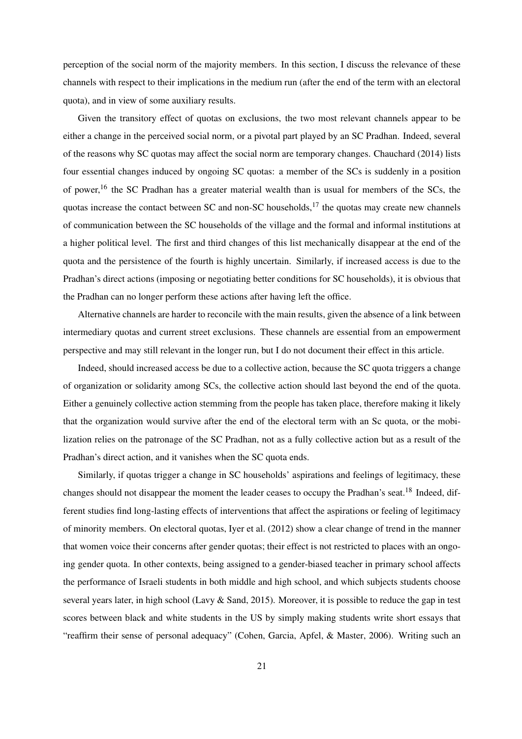perception of the social norm of the majority members. In this section, I discuss the relevance of these channels with respect to their implications in the medium run (after the end of the term with an electoral quota), and in view of some auxiliary results.

Given the transitory effect of quotas on exclusions, the two most relevant channels appear to be either a change in the perceived social norm, or a pivotal part played by an SC Pradhan. Indeed, several of the reasons why SC quotas may affect the social norm are temporary changes. Chauchard (2014) lists four essential changes induced by ongoing SC quotas: a member of the SCs is suddenly in a position of power,[16] the SC Pradhan has a greater material wealth than is usual for members of the SCs, the quotas increase the contact between SC and non-SC households,[17] the quotas may create new channels of communication between the SC households of the village and the formal and informal institutions at a higher political level. The first and third changes of this list mechanically disappear at the end of the quota and the persistence of the fourth is highly uncertain. Similarly, if increased access is due to the Pradhan's direct actions (imposing or negotiating better conditions for SC households), it is obvious that the Pradhan can no longer perform these actions after having left the office.

Alternative channels are harder to reconcile with the main results, given the absence of a link between intermediary quotas and current street exclusions. These channels are essential from an empowerment perspective and may still relevant in the longer run, but I do not document their effect in this article.

Indeed, should increased access be due to a collective action, because the SC quota triggers a change of organization or solidarity among SCs, the collective action should last beyond the end of the quota. Either a genuinely collective action stemming from the people has taken place, therefore making it likely that the organization would survive after the end of the electoral term with an Sc quota, or the mobilization relies on the patronage of the SC Pradhan, not as a fully collective action but as a result of the Pradhan's direct action, and it vanishes when the SC quota ends.

Similarly, if quotas trigger a change in SC households' aspirations and feelings of legitimacy, these changes should not disappear the moment the leader ceases to occupy the Pradhan's seat.[18] Indeed, different studies find long-lasting effects of interventions that affect the aspirations or feeling of legitimacy of minority members. On electoral quotas, Iyer et al. (2012) show a clear change of trend in the manner that women voice their concerns after gender quotas; their effect is not restricted to places with an ongoing gender quota. In other contexts, being assigned to a gender-biased teacher in primary school affects the performance of Israeli students in both middle and high school, and which subjects students choose several years later, in high school (Lavy & Sand, 2015). Moreover, it is possible to reduce the gap in test scores between black and white students in the US by simply making students write short essays that "reaffirm their sense of personal adequacy" (Cohen, Garcia, Apfel, & Master, 2006). Writing such an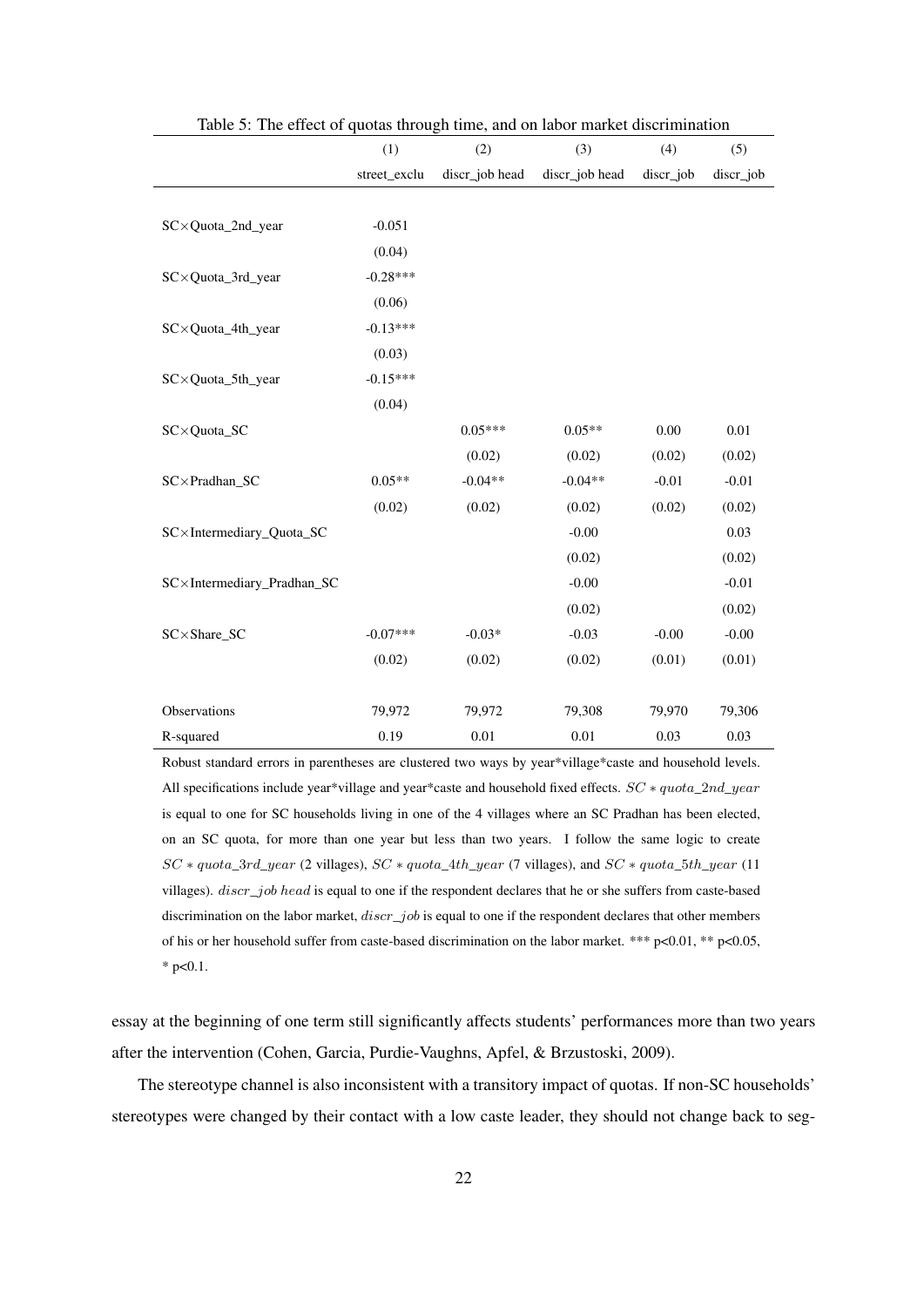Table 5: The effect of quotas through time, and on labor market discrimination

| | (1) | (2) | (3) | (4) | (5) |
|---|---|---|---|---|---|
| | street_exclu | discr_job head | discr_job head | discr_job | discr_job |
| SC×Quota_2nd_year | -0.051 | | | | |
| | (0.04) | | | | |
| SC×Quota_3rd_year | -0.28*** | | | | |
| | (0.06) | | | | |
| SC×Quota_4th_year | -0.13*** | | | | |
| | (0.03) | | | | |
| SC×Quota_5th_year | -0.15*** | | | | |
| | (0.04) | | | | |
| SC×Quota_SC | | 0.05*** | 0.05** | 0.00 | 0.01 |
| | | (0.02) | (0.02) | (0.02) | (0.02) |
| SC×Pradhan_SC | 0.05** | -0.04** | -0.04** | -0.01 | -0.01 |
| | (0.02) | (0.02) | (0.02) | (0.02) | (0.02) |
| SC×Intermediary_Quota_SC | | | -0.00 | | 0.03 |
| | | | (0.02) | | (0.02) |
| SC×Intermediary_Pradhan_SC | | | -0.00 | | -0.01 |
| | | | (0.02) | | (0.02) |
| SC×Share_SC | -0.07*** | -0.03* | -0.03 | -0.00 | -0.00 |
| | (0.02) | (0.02) | (0.02) | (0.01) | (0.01) |
| Observations | 79,972 | 79,972 | 79,308 | 79,970 | 79,306 |
| R-squared | 0.19 | 0.01 | 0.01 | 0.03 | 0.03 |

Robust standard errors in parentheses are clustered two ways by year*village*caste and household levels. All specifications include year*village and year*caste and household fixed effects. $SC * quota\_2nd\_year$ is equal to one for SC households living in one of the 4 villages where an SC Pradhan has been elected, on an SC quota, for more than one year but less than two years. I follow the same logic to create $SC * quota\_3rd\_year$ (2 villages), $SC * quota\_4th\_year$ (7 villages), and $SC * quota\_5th\_year$ (11 villages). $discr\_job\ head$ is equal to one if the respondent declares that he or she suffers from caste-based discrimination on the labor market, $discr\_job$ is equal to one if the respondent declares that other members of his or her household suffer from caste-based discrimination on the labor market. *** p<0.01, ** p<0.05, * p<0.1.

essay at the beginning of one term still significantly affects students' performances more than two years after the intervention (Cohen, Garcia, Purdie-Vaughns, Apfel, & Brzustoski, 2009).

The stereotype channel is also inconsistent with a transitory impact of quotas. If non-SC households' stereotypes were changed by their contact with a low caste leader, they should not change back to seg-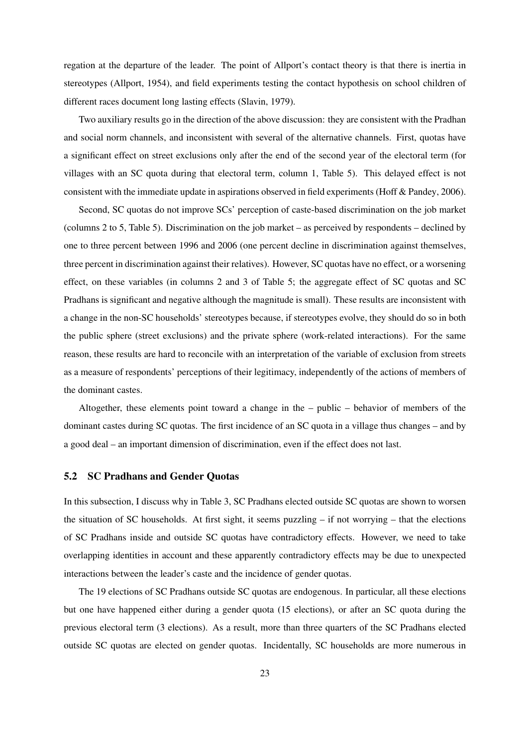regation at the departure of the leader. The point of Allport's contact theory is that there is inertia in stereotypes (Allport, 1954), and field experiments testing the contact hypothesis on school children of different races document long lasting effects (Slavin, 1979).

Two auxiliary results go in the direction of the above discussion: they are consistent with the Pradhan and social norm channels, and inconsistent with several of the alternative channels. First, quotas have a significant effect on street exclusions only after the end of the second year of the electoral term (for villages with an SC quota during that electoral term, column 1, Table 5). This delayed effect is not consistent with the immediate update in aspirations observed in field experiments (Hoff & Pandey, 2006).

Second, SC quotas do not improve SCs' perception of caste-based discrimination on the job market (columns 2 to 5, Table 5). Discrimination on the job market – as perceived by respondents – declined by one to three percent between 1996 and 2006 (one percent decline in discrimination against themselves, three percent in discrimination against their relatives). However, SC quotas have no effect, or a worsening effect, on these variables (in columns 2 and 3 of Table 5; the aggregate effect of SC quotas and SC Pradhans is significant and negative although the magnitude is small). These results are inconsistent with a change in the non-SC households' stereotypes because, if stereotypes evolve, they should do so in both the public sphere (street exclusions) and the private sphere (work-related interactions). For the same reason, these results are hard to reconcile with an interpretation of the variable of exclusion from streets as a measure of respondents' perceptions of their legitimacy, independently of the actions of members of the dominant castes.

Altogether, these elements point toward a change in the – public – behavior of members of the dominant castes during SC quotas. The first incidence of an SC quota in a village thus changes – and by a good deal – an important dimension of discrimination, even if the effect does not last.

## 5.2 SC Pradhans and Gender Quotas

In this subsection, I discuss why in Table 3, SC Pradhans elected outside SC quotas are shown to worsen the situation of SC households. At first sight, it seems puzzling – if not worrying – that the elections of SC Pradhans inside and outside SC quotas have contradictory effects. However, we need to take overlapping identities in account and these apparently contradictory effects may be due to unexpected interactions between the leader's caste and the incidence of gender quotas.

The 19 elections of SC Pradhans outside SC quotas are endogenous. In particular, all these elections but one have happened either during a gender quota (15 elections), or after an SC quota during the previous electoral term (3 elections). As a result, more than three quarters of the SC Pradhans elected outside SC quotas are elected on gender quotas. Incidentally, SC households are more numerous in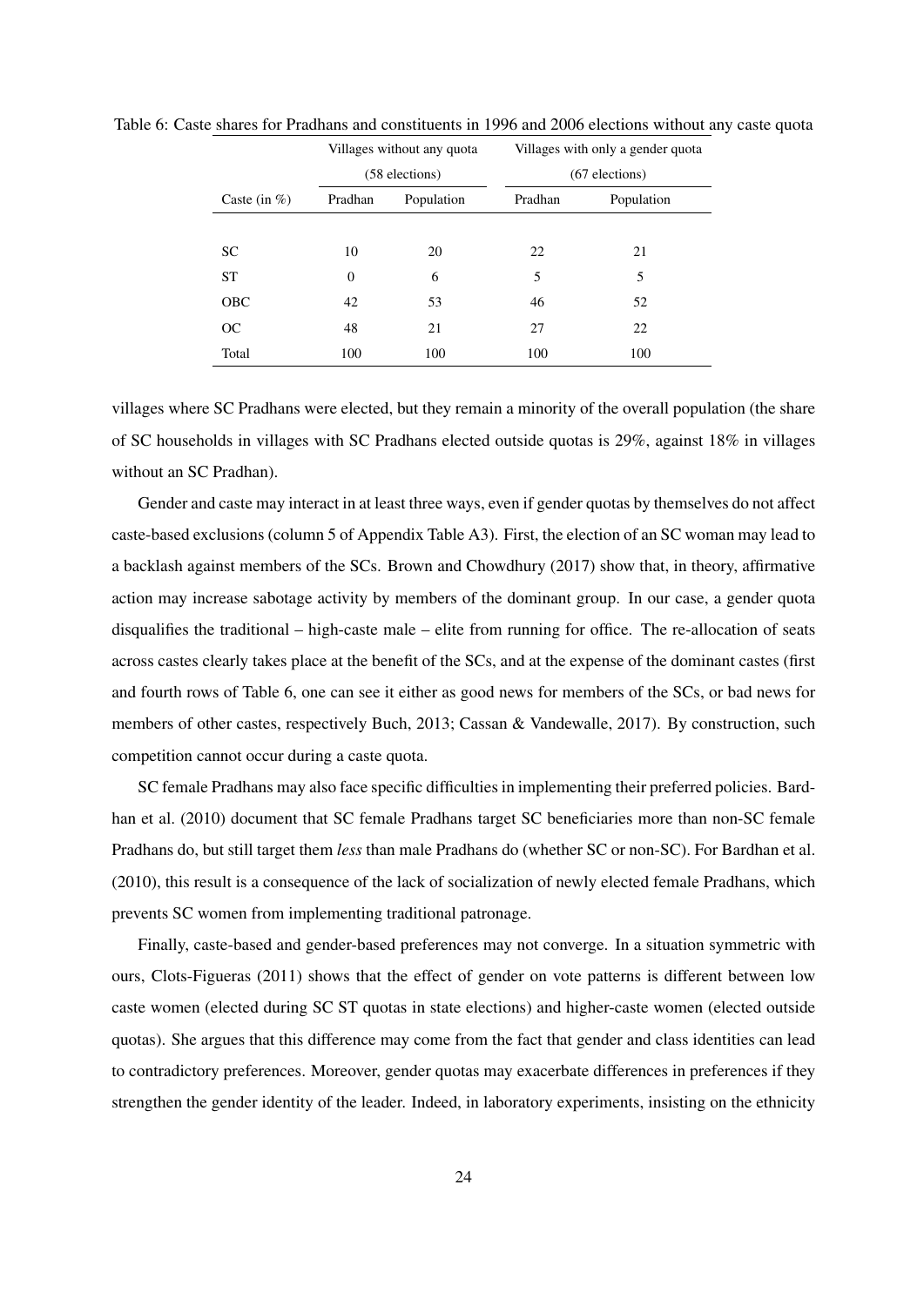Table 6: Caste shares for Pradhans and constituents in 1996 and 2006 elections without any caste quota

| | Villages without any quota (58 elections) | | Villages with only a gender quota (67 elections) | |
|---|---|---|---|---|
| Caste (in %) | Pradhan | Population | Pradhan | Population |
| SC | 10 | 20 | 22 | 21 |
| ST | 0 | 6 | 5 | 5 |
| OBC | 42 | 53 | 46 | 52 |
| OC | 48 | 21 | 27 | 22 |
| Total | 100 | 100 | 100 | 100 |

villages where SC Pradhans were elected, but they remain a minority of the overall population (the share of SC households in villages with SC Pradhans elected outside quotas is 29%, against 18% in villages without an SC Pradhan).

Gender and caste may interact in at least three ways, even if gender quotas by themselves do not affect caste-based exclusions (column 5 of Appendix Table A3). First, the election of an SC woman may lead to a backlash against members of the SCs. Brown and Chowdhury (2017) show that, in theory, affirmative action may increase sabotage activity by members of the dominant group. In our case, a gender quota disqualifies the traditional – high-caste male – elite from running for office. The re-allocation of seats across castes clearly takes place at the benefit of the SCs, and at the expense of the dominant castes (first and fourth rows of Table 6, one can see it either as good news for members of the SCs, or bad news for members of other castes, respectively Buch, 2013; Cassan & Vandewalle, 2017). By construction, such competition cannot occur during a caste quota.

SC female Pradhans may also face specific difficulties in implementing their preferred policies. Bardhan et al. (2010) document that SC female Pradhans target SC beneficiaries more than non-SC female Pradhans do, but still target them *less* than male Pradhans do (whether SC or non-SC). For Bardhan et al. (2010), this result is a consequence of the lack of socialization of newly elected female Pradhans, which prevents SC women from implementing traditional patronage.

Finally, caste-based and gender-based preferences may not converge. In a situation symmetric with ours, Clots-Figueras (2011) shows that the effect of gender on vote patterns is different between low caste women (elected during SC ST quotas in state elections) and higher-caste women (elected outside quotas). She argues that this difference may come from the fact that gender and class identities can lead to contradictory preferences. Moreover, gender quotas may exacerbate differences in preferences if they strengthen the gender identity of the leader. Indeed, in laboratory experiments, insisting on the ethnicity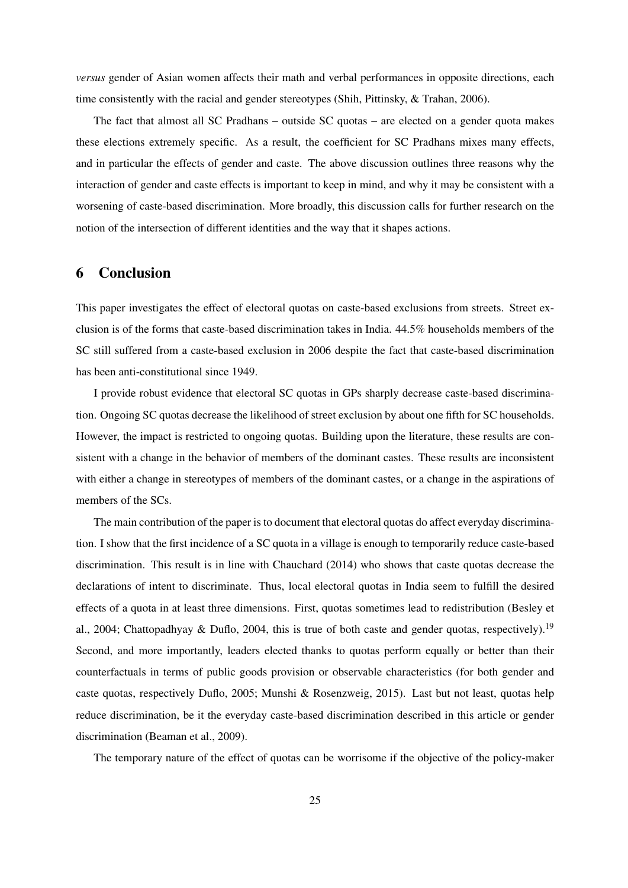*versus* gender of Asian women affects their math and verbal performances in opposite directions, each time consistently with the racial and gender stereotypes (Shih, Pittinsky, & Trahan, 2006).

The fact that almost all SC Pradhans – outside SC quotas – are elected on a gender quota makes these elections extremely specific. As a result, the coefficient for SC Pradhans mixes many effects, and in particular the effects of gender and caste. The above discussion outlines three reasons why the interaction of gender and caste effects is important to keep in mind, and why it may be consistent with a worsening of caste-based discrimination. More broadly, this discussion calls for further research on the notion of the intersection of different identities and the way that it shapes actions.

## 6 Conclusion

This paper investigates the effect of electoral quotas on caste-based exclusions from streets. Street exclusion is of the forms that caste-based discrimination takes in India. 44.5% households members of the SC still suffered from a caste-based exclusion in 2006 despite the fact that caste-based discrimination has been anti-constitutional since 1949.

I provide robust evidence that electoral SC quotas in GPs sharply decrease caste-based discrimination. Ongoing SC quotas decrease the likelihood of street exclusion by about one fifth for SC households. However, the impact is restricted to ongoing quotas. Building upon the literature, these results are consistent with a change in the behavior of members of the dominant castes. These results are inconsistent with either a change in stereotypes of members of the dominant castes, or a change in the aspirations of members of the SCs.

The main contribution of the paper is to document that electoral quotas do affect everyday discrimination. I show that the first incidence of a SC quota in a village is enough to temporarily reduce caste-based discrimination. This result is in line with Chauchard (2014) who shows that caste quotas decrease the declarations of intent to discriminate. Thus, local electoral quotas in India seem to fulfill the desired effects of a quota in at least three dimensions. First, quotas sometimes lead to redistribution (Besley et al., 2004; Chattopadhyay & Duflo, 2004, this is true of both caste and gender quotas, respectively).[19] Second, and more importantly, leaders elected thanks to quotas perform equally or better than their counterfactuals in terms of public goods provision or observable characteristics (for both gender and caste quotas, respectively Duflo, 2005; Munshi & Rosenzweig, 2015). Last but not least, quotas help reduce discrimination, be it the everyday caste-based discrimination described in this article or gender discrimination (Beaman et al., 2009).

The temporary nature of the effect of quotas can be worrisome if the objective of the policy-maker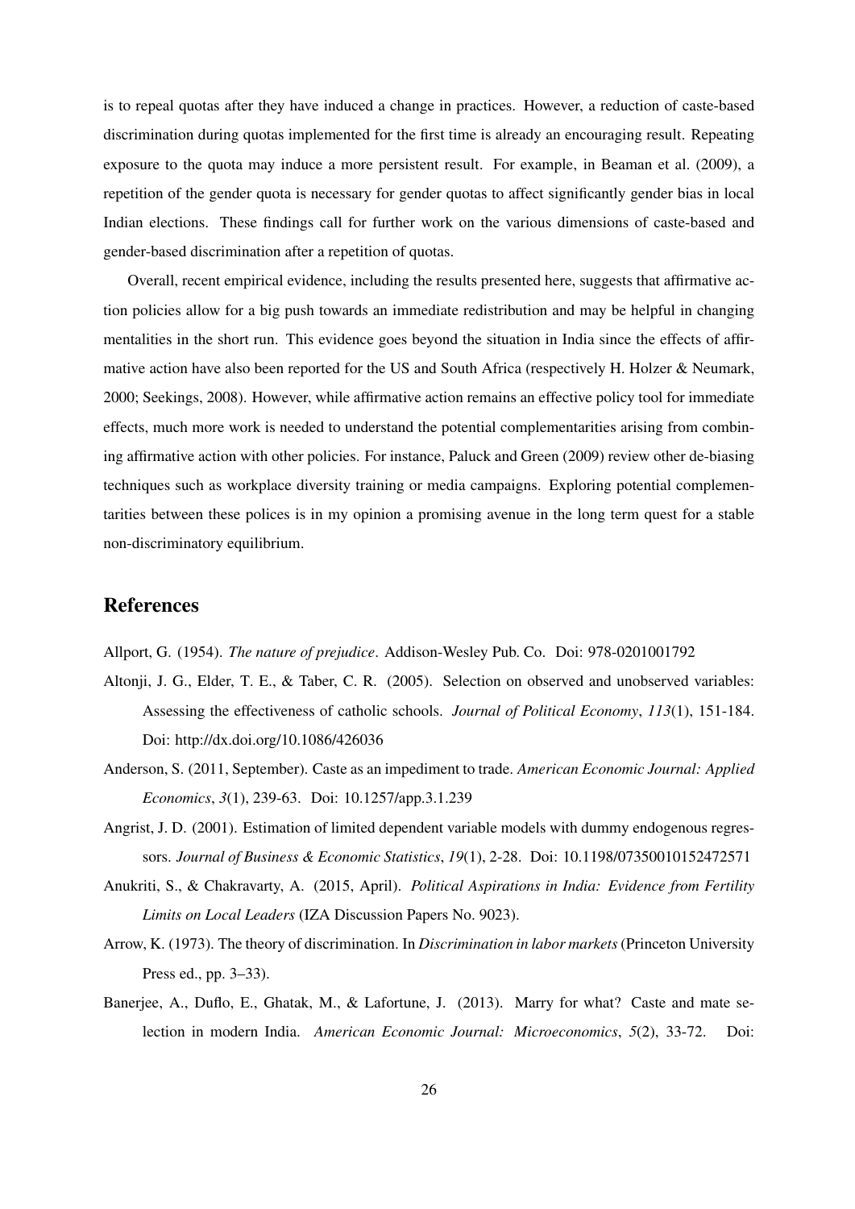is to repeal quotas after they have induced a change in practices. However, a reduction of caste-based discrimination during quotas implemented for the first time is already an encouraging result. Repeating exposure to the quota may induce a more persistent result. For example, in Beaman et al. (2009), a repetition of the gender quota is necessary for gender quotas to affect significantly gender bias in local Indian elections. These findings call for further work on the various dimensions of caste-based and gender-based discrimination after a repetition of quotas.

Overall, recent empirical evidence, including the results presented here, suggests that affirmative action policies allow for a big push towards an immediate redistribution and may be helpful in changing mentalities in the short run. This evidence goes beyond the situation in India since the effects of affirmative action have also been reported for the US and South Africa (respectively H. Holzer & Neumark, 2000; Seekings, 2008). However, while affirmative action remains an effective policy tool for immediate effects, much more work is needed to understand the potential complementarities arising from combining affirmative action with other policies. For instance, Paluck and Green (2009) review other de-biasing techniques such as workplace diversity training or media campaigns. Exploring potential complementarities between these polices is in my opinion a promising avenue in the long term quest for a stable non-discriminatory equilibrium.

## References

Allport, G. (1954). *The nature of prejudice*. Addison-Wesley Pub. Co. Doi: 978-0201001792

Altonji, J. G., Elder, T. E., & Taber, C. R. (2005). Selection on observed and unobserved variables: Assessing the effectiveness of catholic schools. *Journal of Political Economy*, *113*(1), 151-184. Doi: http://dx.doi.org/10.1086/426036

Anderson, S. (2011, September). Caste as an impediment to trade. *American Economic Journal: Applied Economics*, *3*(1), 239-63. Doi: 10.1257/app.3.1.239

Angrist, J. D. (2001). Estimation of limited dependent variable models with dummy endogenous regressors. *Journal of Business & Economic Statistics*, *19*(1), 2-28. Doi: 10.1198/07350010152472571

Anukriti, S., & Chakravarty, A. (2015, April). *Political Aspirations in India: Evidence from Fertility Limits on Local Leaders* (IZA Discussion Papers No. 9023).

Arrow, K. (1973). The theory of discrimination. In *Discrimination in labor markets* (Princeton University Press ed., pp. 3–33).

Banerjee, A., Duflo, E., Ghatak, M., & Lafortune, J. (2013). Marry for what? Caste and mate selection in modern India. *American Economic Journal: Microeconomics*, *5*(2), 33-72. Doi: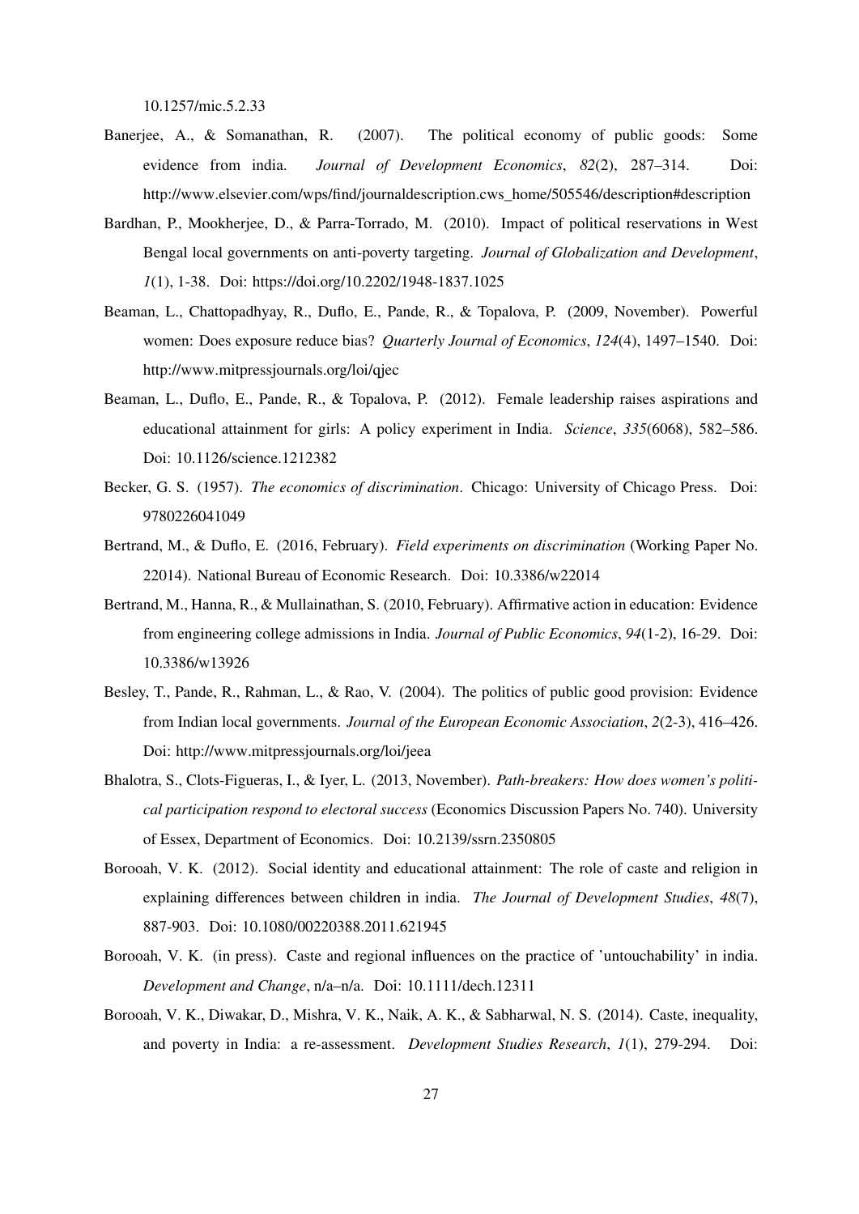10.1257/mic.5.2.33

Banerjee, A., & Somanathan, R. (2007). The political economy of public goods: Some evidence from india. *Journal of Development Economics*, *82*(2), 287–314. Doi: http://www.elsevier.com/wps/find/journaldescription.cws_home/505546/description#description

Bardhan, P., Mookherjee, D., & Parra-Torrado, M. (2010). Impact of political reservations in West Bengal local governments on anti-poverty targeting. *Journal of Globalization and Development*, *1*(1), 1-38. Doi: https://doi.org/10.2202/1948-1837.1025

Beaman, L., Chattopadhyay, R., Duflo, E., Pande, R., & Topalova, P. (2009, November). Powerful women: Does exposure reduce bias? *Quarterly Journal of Economics*, *124*(4), 1497–1540. Doi: http://www.mitpressjournals.org/loi/qjec

Beaman, L., Duflo, E., Pande, R., & Topalova, P. (2012). Female leadership raises aspirations and educational attainment for girls: A policy experiment in India. *Science*, *335*(6068), 582–586. Doi: 10.1126/science.1212382

Becker, G. S. (1957). *The economics of discrimination*. Chicago: University of Chicago Press. Doi: 9780226041049

Bertrand, M., & Duflo, E. (2016, February). *Field experiments on discrimination* (Working Paper No. 22014). National Bureau of Economic Research. Doi: 10.3386/w22014

Bertrand, M., Hanna, R., & Mullainathan, S. (2010, February). Affirmative action in education: Evidence from engineering college admissions in India. *Journal of Public Economics*, *94*(1-2), 16-29. Doi: 10.3386/w13926

Besley, T., Pande, R., Rahman, L., & Rao, V. (2004). The politics of public good provision: Evidence from Indian local governments. *Journal of the European Economic Association*, *2*(2-3), 416–426. Doi: http://www.mitpressjournals.org/loi/jeea

Bhalotra, S., Clots-Figueras, I., & Iyer, L. (2013, November). *Path-breakers: How does women's political participation respond to electoral success* (Economics Discussion Papers No. 740). University of Essex, Department of Economics. Doi: 10.2139/ssrn.2350805

Borooah, V. K. (2012). Social identity and educational attainment: The role of caste and religion in explaining differences between children in india. *The Journal of Development Studies*, *48*(7), 887-903. Doi: 10.1080/00220388.2011.621945

Borooah, V. K. (in press). Caste and regional influences on the practice of 'untouchability' in india. *Development and Change*, n/a–n/a. Doi: 10.1111/dech.12311

Borooah, V. K., Diwakar, D., Mishra, V. K., Naik, A. K., & Sabharwal, N. S. (2014). Caste, inequality, and poverty in India: a re-assessment. *Development Studies Research*, *1*(1), 279-294. Doi: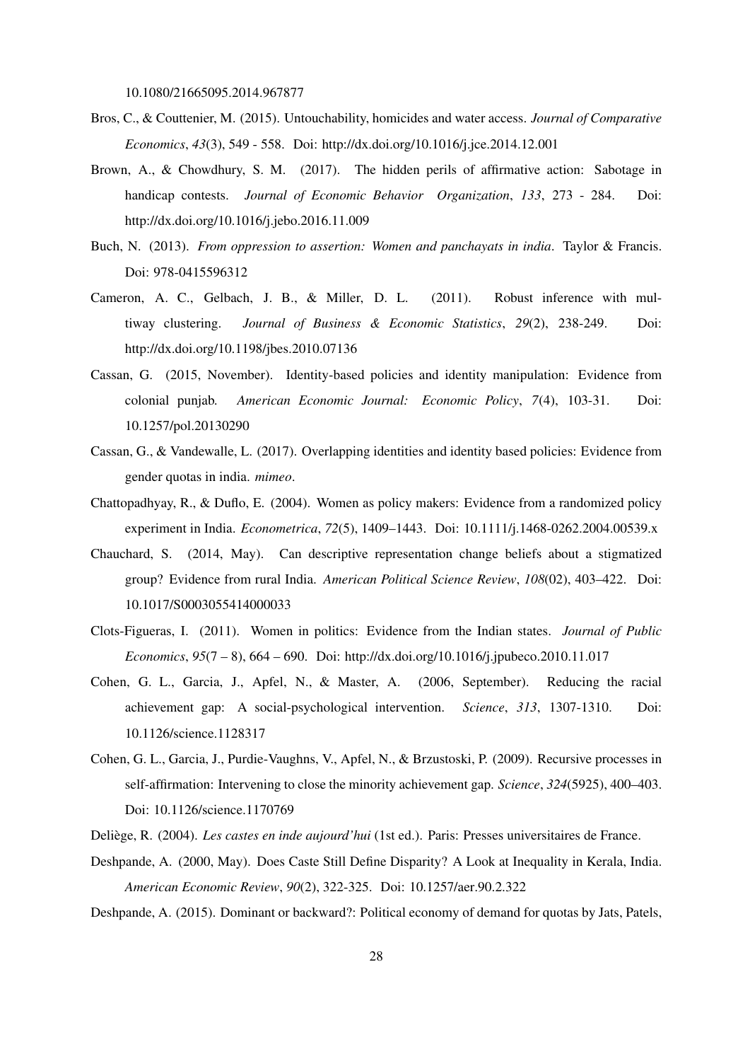10.1080/21665095.2014.967877

Bros, C., & Couttenier, M. (2015). Untouchability, homicides and water access. *Journal of Comparative Economics*, *43*(3), 549 - 558. Doi: http://dx.doi.org/10.1016/j.jce.2014.12.001

Brown, A., & Chowdhury, S. M. (2017). The hidden perils of affirmative action: Sabotage in handicap contests. *Journal of Economic Behavior Organization*, *133*, 273 - 284. Doi: http://dx.doi.org/10.1016/j.jebo.2016.11.009

Buch, N. (2013). *From oppression to assertion: Women and panchayats in india*. Taylor & Francis. Doi: 978-0415596312

Cameron, A. C., Gelbach, J. B., & Miller, D. L. (2011). Robust inference with multiway clustering. *Journal of Business & Economic Statistics*, *29*(2), 238-249. Doi: http://dx.doi.org/10.1198/jbes.2010.07136

Cassan, G. (2015, November). Identity-based policies and identity manipulation: Evidence from colonial punjab. *American Economic Journal: Economic Policy*, *7*(4), 103-31. Doi: 10.1257/pol.20130290

Cassan, G., & Vandewalle, L. (2017). Overlapping identities and identity based policies: Evidence from gender quotas in india. *mimeo*.

Chattopadhyay, R., & Duflo, E. (2004). Women as policy makers: Evidence from a randomized policy experiment in India. *Econometrica*, *72*(5), 1409–1443. Doi: 10.1111/j.1468-0262.2004.00539.x

Chauchard, S. (2014, May). Can descriptive representation change beliefs about a stigmatized group? Evidence from rural India. *American Political Science Review*, *108*(02), 403–422. Doi: 10.1017/S0003055414000033

Clots-Figueras, I. (2011). Women in politics: Evidence from the Indian states. *Journal of Public Economics*, *95*(7 – 8), 664 – 690. Doi: http://dx.doi.org/10.1016/j.jpubeco.2010.11.017

Cohen, G. L., Garcia, J., Apfel, N., & Master, A. (2006, September). Reducing the racial achievement gap: A social-psychological intervention. *Science*, *313*, 1307-1310. Doi: 10.1126/science.1128317

Cohen, G. L., Garcia, J., Purdie-Vaughns, V., Apfel, N., & Brzustoski, P. (2009). Recursive processes in self-affirmation: Intervening to close the minority achievement gap. *Science*, *324*(5925), 400–403. Doi: 10.1126/science.1170769

Deliège, R. (2004). *Les castes en inde aujourd'hui* (1st ed.). Paris: Presses universitaires de France.

Deshpande, A. (2000, May). Does Caste Still Define Disparity? A Look at Inequality in Kerala, India. *American Economic Review*, *90*(2), 322-325. Doi: 10.1257/aer.90.2.322

Deshpande, A. (2015). Dominant or backward?: Political economy of demand for quotas by Jats, Patels,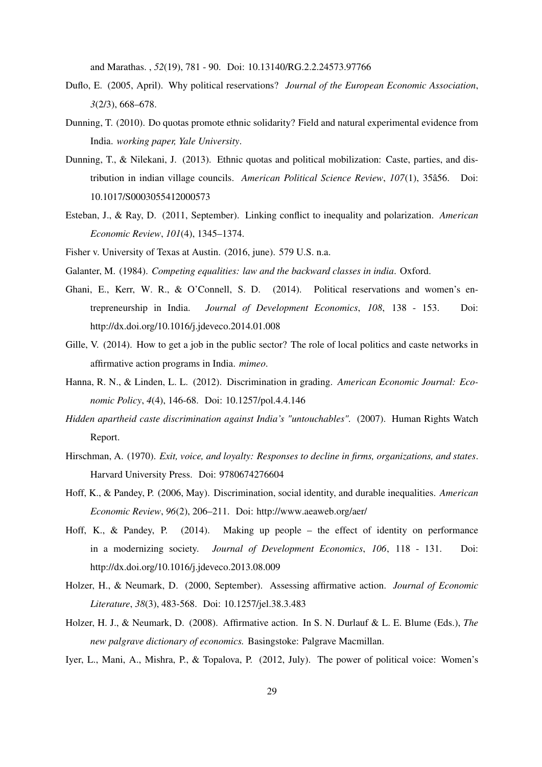and Marathas. , *52*(19), 781 - 90. Doi: 10.13140/RG.2.2.24573.97766

Duflo, E. (2005, April). Why political reservations? *Journal of the European Economic Association*, *3*(2/3), 668–678.

Dunning, T. (2010). Do quotas promote ethnic solidarity? Field and natural experimental evidence from India. *working paper, Yale University*.

Dunning, T., & Nilekani, J. (2013). Ethnic quotas and political mobilization: Caste, parties, and distribution in indian village councils. *American Political Science Review*, *107*(1), 35â56. Doi: 10.1017/S0003055412000573

Esteban, J., & Ray, D. (2011, September). Linking conflict to inequality and polarization. *American Economic Review*, *101*(4), 1345–1374.

Fisher v. University of Texas at Austin. (2016, june). 579 U.S. n.a.

Galanter, M. (1984). *Competing equalities: law and the backward classes in india*. Oxford.

Ghani, E., Kerr, W. R., & O'Connell, S. D. (2014). Political reservations and women's entrepreneurship in India. *Journal of Development Economics*, *108*, 138 - 153. Doi: http://dx.doi.org/10.1016/j.jdeveco.2014.01.008

Gille, V. (2014). How to get a job in the public sector? The role of local politics and caste networks in affirmative action programs in India. *mimeo*.

Hanna, R. N., & Linden, L. L. (2012). Discrimination in grading. *American Economic Journal: Economic Policy*, *4*(4), 146-68. Doi: 10.1257/pol.4.4.146

*Hidden apartheid caste discrimination against India's "untouchables".* (2007). Human Rights Watch Report.

Hirschman, A. (1970). *Exit, voice, and loyalty: Responses to decline in firms, organizations, and states*. Harvard University Press. Doi: 9780674276604

Hoff, K., & Pandey, P. (2006, May). Discrimination, social identity, and durable inequalities. *American Economic Review*, *96*(2), 206–211. Doi: http://www.aeaweb.org/aer/

Hoff, K., & Pandey, P. (2014). Making up people – the effect of identity on performance in a modernizing society. *Journal of Development Economics*, *106*, 118 - 131. Doi: http://dx.doi.org/10.1016/j.jdeveco.2013.08.009

Holzer, H., & Neumark, D. (2000, September). Assessing affirmative action. *Journal of Economic Literature*, *38*(3), 483-568. Doi: 10.1257/jel.38.3.483

Holzer, H. J., & Neumark, D. (2008). Affirmative action. In S. N. Durlauf & L. E. Blume (Eds.), *The new palgrave dictionary of economics.* Basingstoke: Palgrave Macmillan.

Iyer, L., Mani, A., Mishra, P., & Topalova, P. (2012, July). The power of political voice: Women's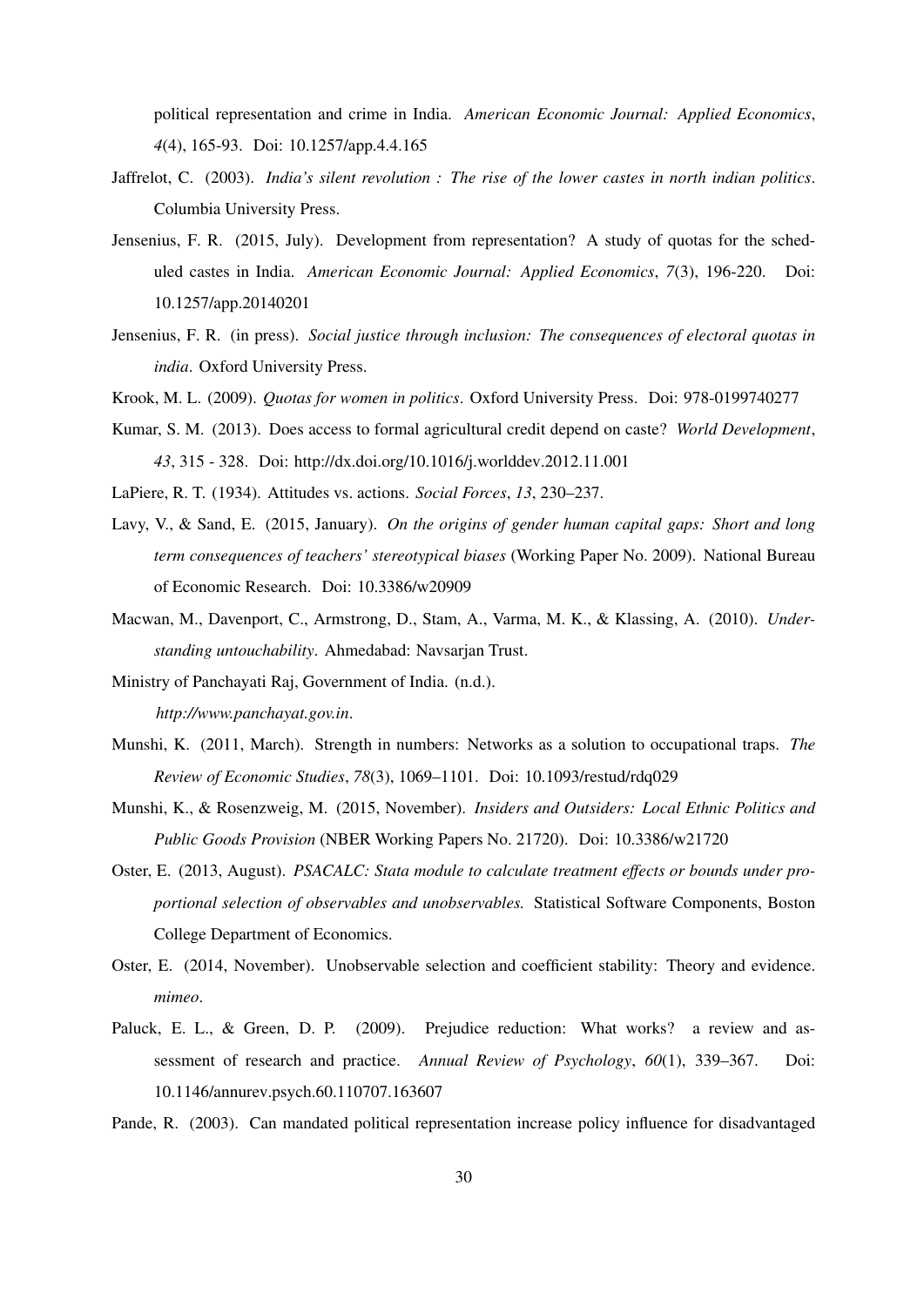political representation and crime in India. *American Economic Journal: Applied Economics*, *4*(4), 165-93. Doi: 10.1257/app.4.4.165

Jaffrelot, C. (2003). *India's silent revolution : The rise of the lower castes in north indian politics*. Columbia University Press.

Jensenius, F. R. (2015, July). Development from representation? A study of quotas for the scheduled castes in India. *American Economic Journal: Applied Economics*, *7*(3), 196-220. Doi: 10.1257/app.20140201

Jensenius, F. R. (in press). *Social justice through inclusion: The consequences of electoral quotas in india*. Oxford University Press.

Krook, M. L. (2009). *Quotas for women in politics*. Oxford University Press. Doi: 978-0199740277

Kumar, S. M. (2013). Does access to formal agricultural credit depend on caste? *World Development*, *43*, 315 - 328. Doi: http://dx.doi.org/10.1016/j.worlddev.2012.11.001

LaPiere, R. T. (1934). Attitudes vs. actions. *Social Forces*, *13*, 230–237.

Lavy, V., & Sand, E. (2015, January). *On the origins of gender human capital gaps: Short and long term consequences of teachers' stereotypical biases* (Working Paper No. 2009). National Bureau of Economic Research. Doi: 10.3386/w20909

Macwan, M., Davenport, C., Armstrong, D., Stam, A., Varma, M. K., & Klassing, A. (2010). *Understanding untouchability*. Ahmedabad: Navsarjan Trust.

Ministry of Panchayati Raj, Government of India. (n.d.). *http://www.panchayat.gov.in*.

Munshi, K. (2011, March). Strength in numbers: Networks as a solution to occupational traps. *The Review of Economic Studies*, *78*(3), 1069–1101. Doi: 10.1093/restud/rdq029

Munshi, K., & Rosenzweig, M. (2015, November). *Insiders and Outsiders: Local Ethnic Politics and Public Goods Provision* (NBER Working Papers No. 21720). Doi: 10.3386/w21720

Oster, E. (2013, August). *PSACALC: Stata module to calculate treatment effects or bounds under proportional selection of observables and unobservables.* Statistical Software Components, Boston College Department of Economics.

Oster, E. (2014, November). Unobservable selection and coefficient stability: Theory and evidence. *mimeo*.

Paluck, E. L., & Green, D. P. (2009). Prejudice reduction: What works? a review and assessment of research and practice. *Annual Review of Psychology*, *60*(1), 339–367. Doi: 10.1146/annurev.psych.60.110707.163607

Pande, R. (2003). Can mandated political representation increase policy influence for disadvantaged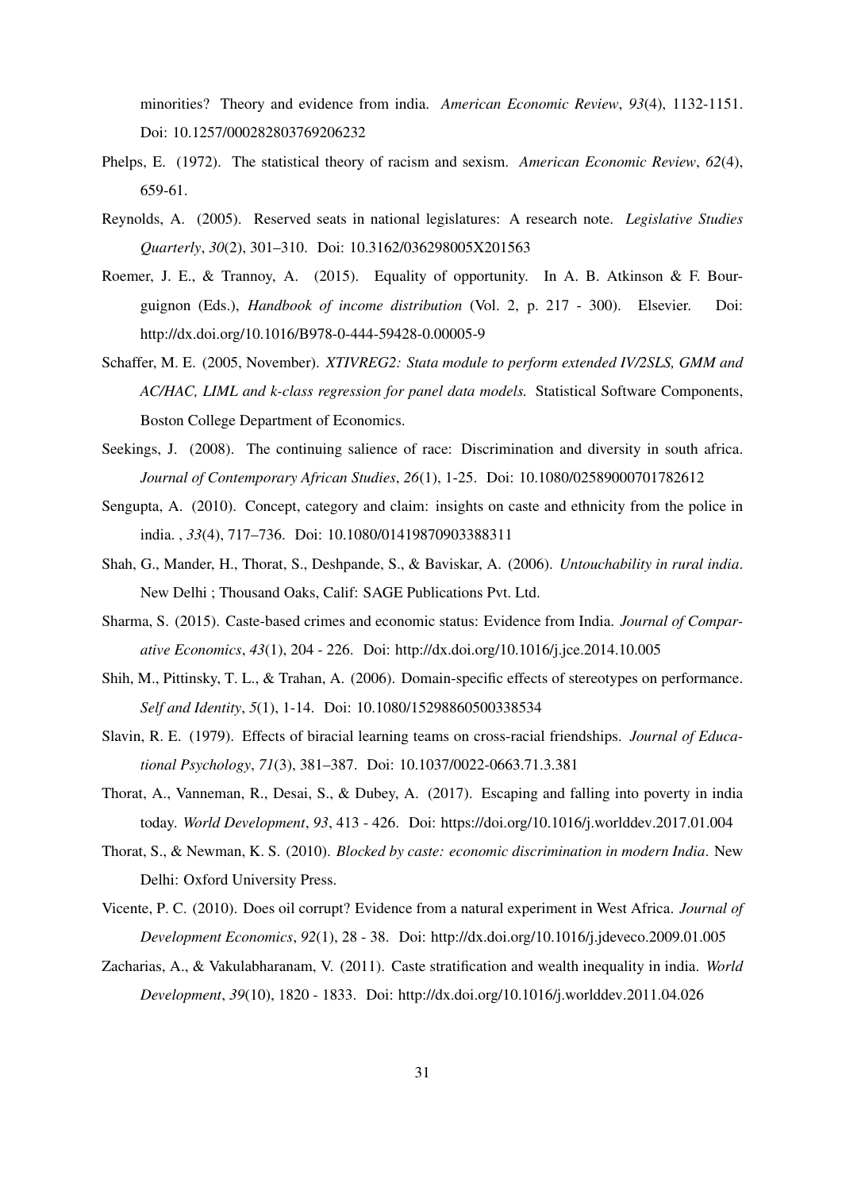minorities? Theory and evidence from india. *American Economic Review*, *93*(4), 1132-1151. Doi: 10.1257/000282803769206232

Phelps, E. (1972). The statistical theory of racism and sexism. *American Economic Review*, *62*(4), 659-61.

Reynolds, A. (2005). Reserved seats in national legislatures: A research note. *Legislative Studies Quarterly*, *30*(2), 301–310. Doi: 10.3162/036298005X201563

Roemer, J. E., & Trannoy, A. (2015). Equality of opportunity. In A. B. Atkinson & F. Bourguignon (Eds.), *Handbook of income distribution* (Vol. 2, p. 217 - 300). Elsevier. Doi: http://dx.doi.org/10.1016/B978-0-444-59428-0.00005-9

Schaffer, M. E. (2005, November). *XTIVREG2: Stata module to perform extended IV/2SLS, GMM and AC/HAC, LIML and k-class regression for panel data models.* Statistical Software Components, Boston College Department of Economics.

Seekings, J. (2008). The continuing salience of race: Discrimination and diversity in south africa. *Journal of Contemporary African Studies*, *26*(1), 1-25. Doi: 10.1080/02589000701782612

Sengupta, A. (2010). Concept, category and claim: insights on caste and ethnicity from the police in india. , *33*(4), 717–736. Doi: 10.1080/01419870903388311

Shah, G., Mander, H., Thorat, S., Deshpande, S., & Baviskar, A. (2006). *Untouchability in rural india*. New Delhi ; Thousand Oaks, Calif: SAGE Publications Pvt. Ltd.

Sharma, S. (2015). Caste-based crimes and economic status: Evidence from India. *Journal of Comparative Economics*, *43*(1), 204 - 226. Doi: http://dx.doi.org/10.1016/j.jce.2014.10.005

Shih, M., Pittinsky, T. L., & Trahan, A. (2006). Domain-specific effects of stereotypes on performance. *Self and Identity*, *5*(1), 1-14. Doi: 10.1080/15298860500338534

Slavin, R. E. (1979). Effects of biracial learning teams on cross-racial friendships. *Journal of Educational Psychology*, *71*(3), 381–387. Doi: 10.1037/0022-0663.71.3.381

Thorat, A., Vanneman, R., Desai, S., & Dubey, A. (2017). Escaping and falling into poverty in india today. *World Development*, *93*, 413 - 426. Doi: https://doi.org/10.1016/j.worlddev.2017.01.004

Thorat, S., & Newman, K. S. (2010). *Blocked by caste: economic discrimination in modern India*. New Delhi: Oxford University Press.

Vicente, P. C. (2010). Does oil corrupt? Evidence from a natural experiment in West Africa. *Journal of Development Economics*, *92*(1), 28 - 38. Doi: http://dx.doi.org/10.1016/j.jdeveco.2009.01.005

Zacharias, A., & Vakulabharanam, V. (2011). Caste stratification and wealth inequality in india. *World Development*, *39*(10), 1820 - 1833. Doi: http://dx.doi.org/10.1016/j.worlddev.2011.04.026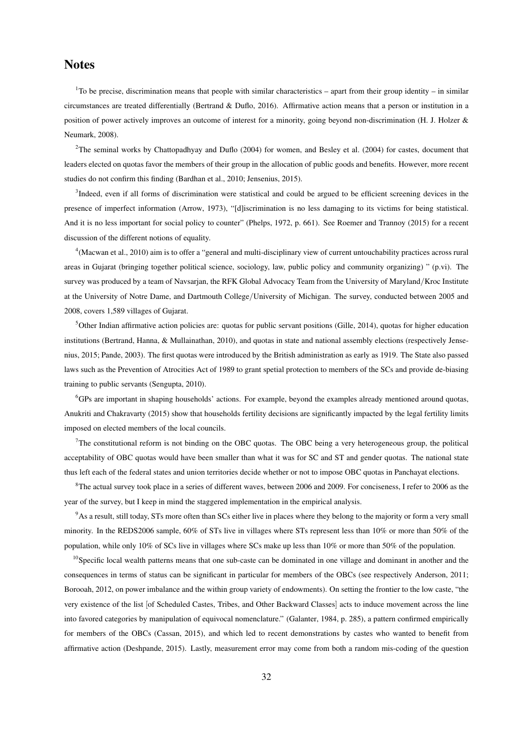# Notes

[1]To be precise, discrimination means that people with similar characteristics – apart from their group identity – in similar circumstances are treated differentially (Bertrand & Duflo, 2016). Affirmative action means that a person or institution in a position of power actively improves an outcome of interest for a minority, going beyond non-discrimination (H. J. Holzer & Neumark, 2008).

[2]The seminal works by Chattopadhyay and Duflo (2004) for women, and Besley et al. (2004) for castes, document that leaders elected on quotas favor the members of their group in the allocation of public goods and benefits. However, more recent studies do not confirm this finding (Bardhan et al., 2010; Jensenius, 2015).

[3]Indeed, even if all forms of discrimination were statistical and could be argued to be efficient screening devices in the presence of imperfect information (Arrow, 1973), "[d]iscrimination is no less damaging to its victims for being statistical. And it is no less important for social policy to counter" (Phelps, 1972, p. 661). See Roemer and Trannoy (2015) for a recent discussion of the different notions of equality.

[4](Macwan et al., 2010) aim is to offer a "general and multi-disciplinary view of current untouchability practices across rural areas in Gujarat (bringing together political science, sociology, law, public policy and community organizing) " (p.vi). The survey was produced by a team of Navsarjan, the RFK Global Advocacy Team from the University of Maryland/Kroc Institute at the University of Notre Dame, and Dartmouth College/University of Michigan. The survey, conducted between 2005 and 2008, covers 1,589 villages of Gujarat.

[5]Other Indian affirmative action policies are: quotas for public servant positions (Gille, 2014), quotas for higher education institutions (Bertrand, Hanna, & Mullainathan, 2010), and quotas in state and national assembly elections (respectively Jensenius, 2015; Pande, 2003). The first quotas were introduced by the British administration as early as 1919. The State also passed laws such as the Prevention of Atrocities Act of 1989 to grant spetial protection to members of the SCs and provide de-biasing training to public servants (Sengupta, 2010).

[6]GPs are important in shaping households' actions. For example, beyond the examples already mentioned around quotas, Anukriti and Chakravarty (2015) show that households fertility decisions are significantly impacted by the legal fertility limits imposed on elected members of the local councils.

[7]The constitutional reform is not binding on the OBC quotas. The OBC being a very heterogeneous group, the political acceptability of OBC quotas would have been smaller than what it was for SC and ST and gender quotas. The national state thus left each of the federal states and union territories decide whether or not to impose OBC quotas in Panchayat elections.

[8]The actual survey took place in a series of different waves, between 2006 and 2009. For conciseness, I refer to 2006 as the year of the survey, but I keep in mind the staggered implementation in the empirical analysis.

[9]As a result, still today, STs more often than SCs either live in places where they belong to the majority or form a very small minority. In the REDS2006 sample, 60% of STs live in villages where STs represent less than 10% or more than 50% of the population, while only 10% of SCs live in villages where SCs make up less than 10% or more than 50% of the population.

[10]Specific local wealth patterns means that one sub-caste can be dominated in one village and dominant in another and the consequences in terms of status can be significant in particular for members of the OBCs (see respectively Anderson, 2011; Borooah, 2012, on power imbalance and the within group variety of endowments). On setting the frontier to the low caste, "the very existence of the list [of Scheduled Castes, Tribes, and Other Backward Classes] acts to induce movement across the line into favored categories by manipulation of equivocal nomenclature." (Galanter, 1984, p. 285), a pattern confirmed empirically for members of the OBCs (Cassan, 2015), and which led to recent demonstrations by castes who wanted to benefit from affirmative action (Deshpande, 2015). Lastly, measurement error may come from both a random mis-coding of the question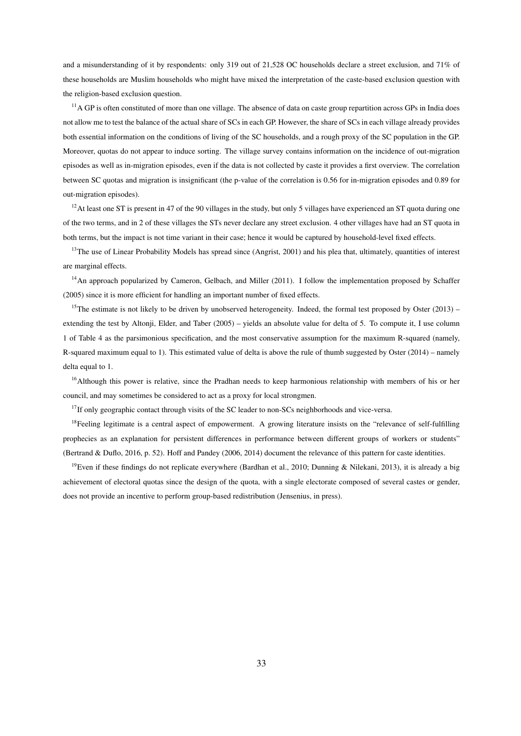and a misunderstanding of it by respondents: only 319 out of 21,528 OC households declare a street exclusion, and 71% of these households are Muslim households who might have mixed the interpretation of the caste-based exclusion question with the religion-based exclusion question.

[11]A GP is often constituted of more than one village. The absence of data on caste group repartition across GPs in India does not allow me to test the balance of the actual share of SCs in each GP. However, the share of SCs in each village already provides both essential information on the conditions of living of the SC households, and a rough proxy of the SC population in the GP. Moreover, quotas do not appear to induce sorting. The village survey contains information on the incidence of out-migration episodes as well as in-migration episodes, even if the data is not collected by caste it provides a first overview. The correlation between SC quotas and migration is insignificant (the p-value of the correlation is 0.56 for in-migration episodes and 0.89 for out-migration episodes).

[12]At least one ST is present in 47 of the 90 villages in the study, but only 5 villages have experienced an ST quota during one of the two terms, and in 2 of these villages the STs never declare any street exclusion. 4 other villages have had an ST quota in both terms, but the impact is not time variant in their case; hence it would be captured by household-level fixed effects.

[13]The use of Linear Probability Models has spread since (Angrist, 2001) and his plea that, ultimately, quantities of interest are marginal effects.

[14]An approach popularized by Cameron, Gelbach, and Miller (2011). I follow the implementation proposed by Schaffer (2005) since it is more efficient for handling an important number of fixed effects.

[15]The estimate is not likely to be driven by unobserved heterogeneity. Indeed, the formal test proposed by Oster (2013) – extending the test by Altonji, Elder, and Taber (2005) – yields an absolute value for delta of 5. To compute it, I use column 1 of Table 4 as the parsimonious specification, and the most conservative assumption for the maximum R-squared (namely, R-squared maximum equal to 1). This estimated value of delta is above the rule of thumb suggested by Oster (2014) – namely delta equal to 1.

[16]Although this power is relative, since the Pradhan needs to keep harmonious relationship with members of his or her council, and may sometimes be considered to act as a proxy for local strongmen.

[17]If only geographic contact through visits of the SC leader to non-SCs neighborhoods and vice-versa.

[18]Feeling legitimate is a central aspect of empowerment. A growing literature insists on the "relevance of self-fulfilling prophecies as an explanation for persistent differences in performance between different groups of workers or students" (Bertrand & Duflo, 2016, p. 52). Hoff and Pandey (2006, 2014) document the relevance of this pattern for caste identities.

[19]Even if these findings do not replicate everywhere (Bardhan et al., 2010; Dunning & Nilekani, 2013), it is already a big achievement of electoral quotas since the design of the quota, with a single electorate composed of several castes or gender, does not provide an incentive to perform group-based redistribution (Jensenius, in press).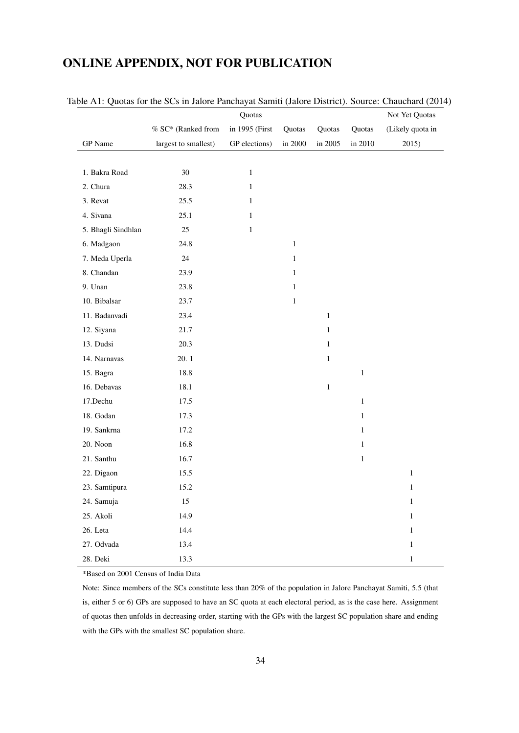# ONLINE APPENDIX, NOT FOR PUBLICATION

Table A1: Quotas for the SCs in Jalore Panchayat Samiti (Jalore District). Source: Chauchard (2014)

| GP Name | % SC* (Ranked from largest to smallest) | Quotas in 1995 (First GP elections) | Quotas in 2000 | Quotas in 2005 | Quotas in 2010 | Not Yet Quotas (Likely quota in 2015) |
|---|---|---|---|---|---|---|
| 1. Bakra Road | 30 | 1 | | | | |
| 2. Chura | 28.3 | 1 | | | | |
| 3. Revat | 25.5 | 1 | | | | |
| 4. Sivana | 25.1 | 1 | | | | |
| 5. Bhagli Sindhlan | 25 | 1 | | | | |
| 6. Madgaon | 24.8 | | 1 | | | |
| 7. Meda Uperla | 24 | | 1 | | | |
| 8. Chandan | 23.9 | | 1 | | | |
| 9. Unan | 23.8 | | 1 | | | |
| 10. Bibalsar | 23.7 | | 1 | | | |
| 11. Badanvadi | 23.4 | | | 1 | | |
| 12. Siyana | 21.7 | | | 1 | | |
| 13. Dudsi | 20.3 | | | 1 | | |
| 14. Narnavas | 20. 1 | | | 1 | | |
| 15. Bagra | 18.8 | | | | 1 | |
| 16. Debavas | 18.1 | | | 1 | | |
| 17.Dechu | 17.5 | | | | 1 | |
| 18. Godan | 17.3 | | | | 1 | |
| 19. Sankrna | 17.2 | | | | 1 | |
| 20. Noon | 16.8 | | | | 1 | |
| 21. Santhu | 16.7 | | | | 1 | |
| 22. Digaon | 15.5 | | | | | 1 |
| 23. Samtipura | 15.2 | | | | | 1 |
| 24. Samuja | 15 | | | | | 1 |
| 25. Akoli | 14.9 | | | | | 1 |
| 26. Leta | 14.4 | | | | | 1 |
| 27. Odvada | 13.4 | | | | | 1 |
| 28. Deki | 13.3 | | | | | 1 |

*Based on 2001 Census of India Data

Note: Since members of the SCs constitute less than 20% of the population in Jalore Panchayat Samiti, 5.5 (that is, either 5 or 6) GPs are supposed to have an SC quota at each electoral period, as is the case here. Assignment of quotas then unfolds in decreasing order, starting with the GPs with the largest SC population share and ending with the GPs with the smallest SC population share.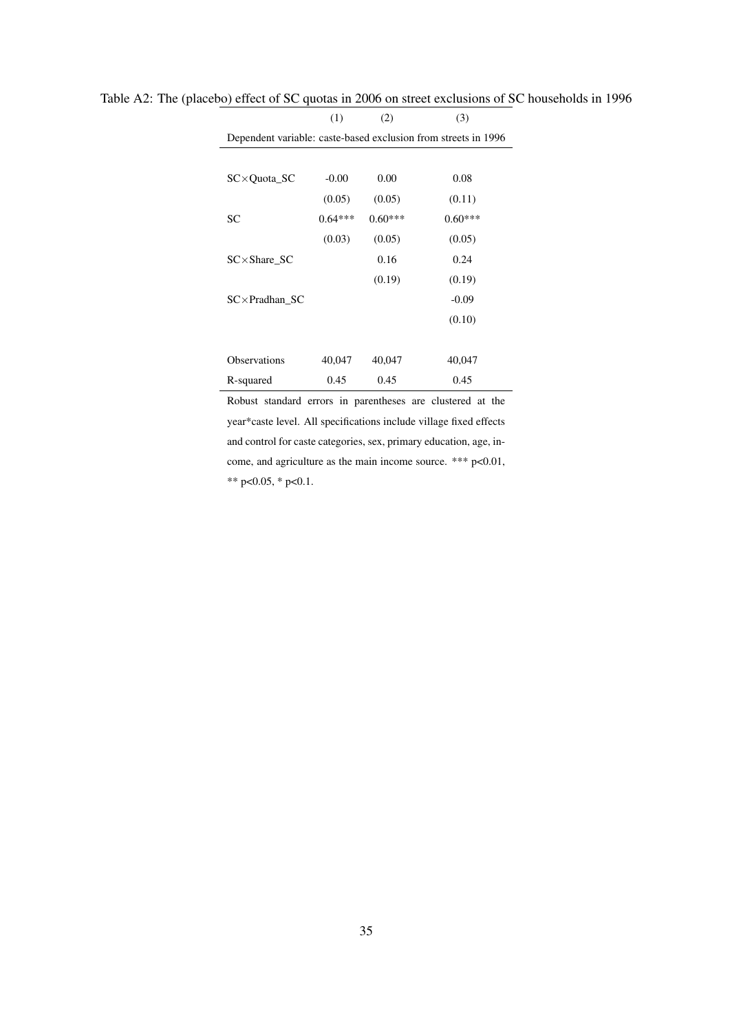Table A2: The (placebo) effect of SC quotas in 2006 on street exclusions of SC households in 1996

| | (1) | (2) | (3) |
|---|---|---|---|
| Dependent variable: caste-based exclusion from streets in 1996 | | | |
| SC×Quota_SC | -0.00 | 0.00 | 0.08 |
| | (0.05) | (0.05) | (0.11) |
| SC | 0.64*** | 0.60*** | 0.60*** |
| | (0.03) | (0.05) | (0.05) |
| SC×Share_SC | | 0.16 | 0.24 |
| | | (0.19) | (0.19) |
| SC×Pradhan_SC | | | -0.09 |
| | | | (0.10) |
| Observations | 40,047 | 40,047 | 40,047 |
| R-squared | 0.45 | 0.45 | 0.45 |

Robust standard errors in parentheses are clustered at the year*caste level. All specifications include village fixed effects and control for caste categories, sex, primary education, age, income, and agriculture as the main income source. *** p<0.01, ** p<0.05, * p<0.1.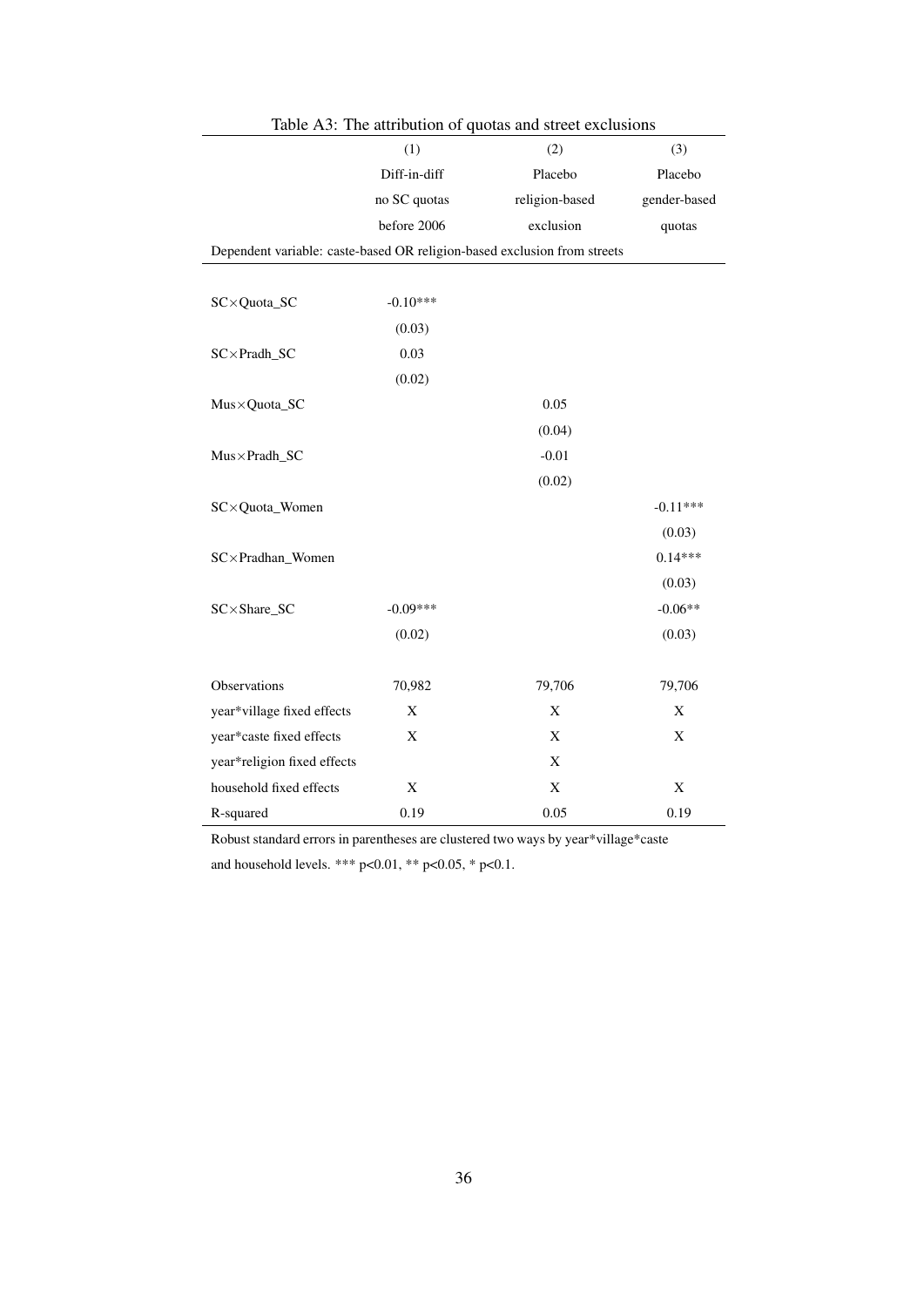Table A3: The attribution of quotas and street exclusions

| | (1) | (2) | (3) |
|---|---|---|---|
| | Diff-in-diff | Placebo | Placebo |
| | no SC quotas | religion-based | gender-based |
| | before 2006 | exclusion | quotas |
| Dependent variable: caste-based OR religion-based exclusion from streets | | | |
| SC×Quota_SC | -0.10*** | | |
| | (0.03) | | |
| SC×Pradh_SC | 0.03 | | |
| | (0.02) | | |
| Mus×Quota_SC | | 0.05 | |
| | | (0.04) | |
| Mus×Pradh_SC | | -0.01 | |
| | | (0.02) | |
| SC×Quota_Women | | | -0.11*** |
| | | | (0.03) |
| SC×Pradhan_Women | | | 0.14*** |
| | | | (0.03) |
| SC×Share_SC | -0.09*** | | -0.06** |
| | (0.02) | | (0.03) |
| Observations | 70,982 | 79,706 | 79,706 |
| year*village fixed effects | X | X | X |
| year*caste fixed effects | X | X | X |
| year*religion fixed effects | | X | |
| household fixed effects | X | X | X |
| R-squared | 0.19 | 0.05 | 0.19 |

Robust standard errors in parentheses are clustered two ways by year*village*caste and household levels. *** p<0.01, ** p<0.05, * p<0.1.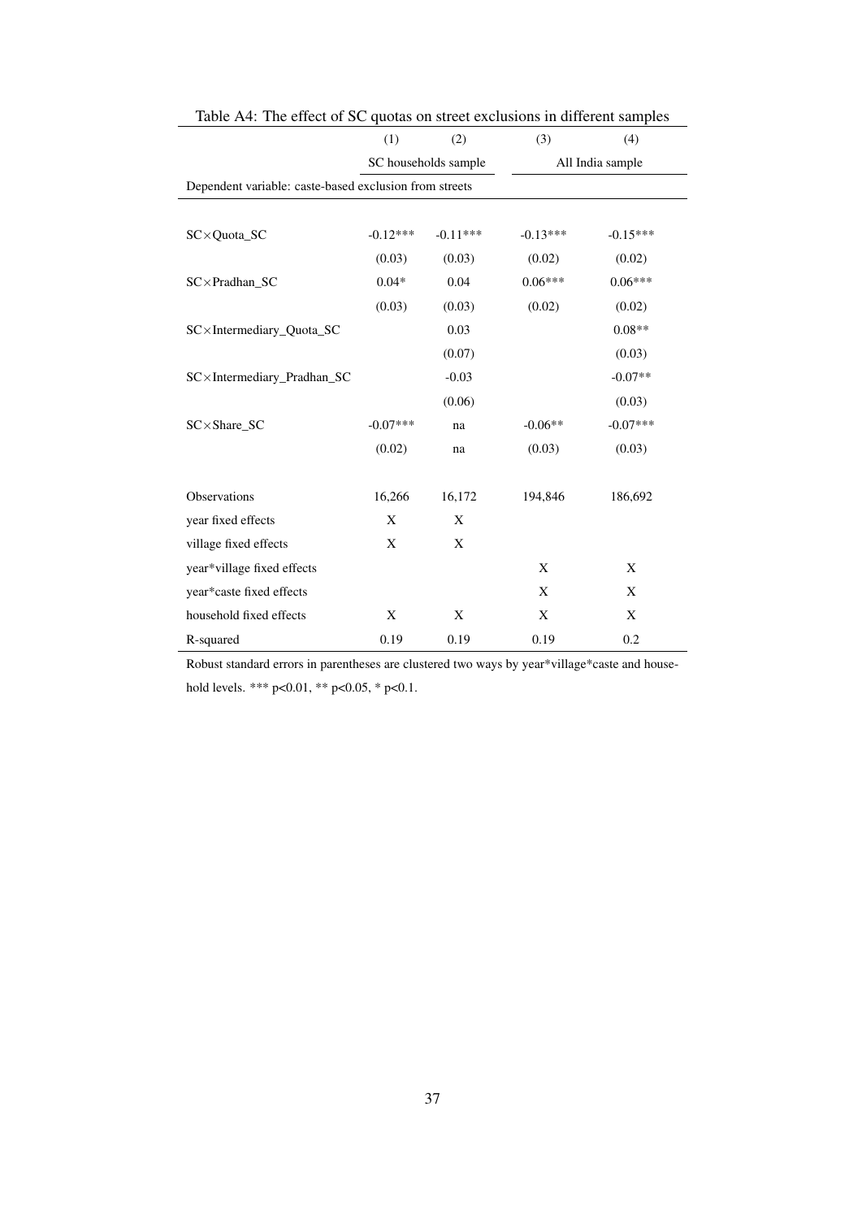Table A4: The effect of SC quotas on street exclusions in different samples

| | (1) | (2) | (3) | (4) |
|---|---|---|---|---|
| | SC households sample | | All India sample | |
| Dependent variable: caste-based exclusion from streets | | | | |
| SC×Quota_SC | -0.12*** | -0.11*** | -0.13*** | -0.15*** |
| | (0.03) | (0.03) | (0.02) | (0.02) |
| SC×Pradhan_SC | 0.04* | 0.04 | 0.06*** | 0.06*** |
| | (0.03) | (0.03) | (0.02) | (0.02) |
| SC×Intermediary_Quota_SC | | 0.03 | | 0.08** |
| | | (0.07) | | (0.03) |
| SC×Intermediary_Pradhan_SC | | -0.03 | | -0.07** |
| | | (0.06) | | (0.03) |
| SC×Share_SC | -0.07*** | na | -0.06** | -0.07*** |
| | (0.02) | na | (0.03) | (0.03) |
| Observations | 16,266 | 16,172 | 194,846 | 186,692 |
| year fixed effects | X | X | | |
| village fixed effects | X | X | | |
| year*village fixed effects | | | X | X |
| year*caste fixed effects | | | X | X |
| household fixed effects | X | X | X | X |
| R-squared | 0.19 | 0.19 | 0.19 | 0.2 |

Robust standard errors in parentheses are clustered two ways by year*village*caste and household levels. *** p<0.01, ** p<0.05, * p<0.1.